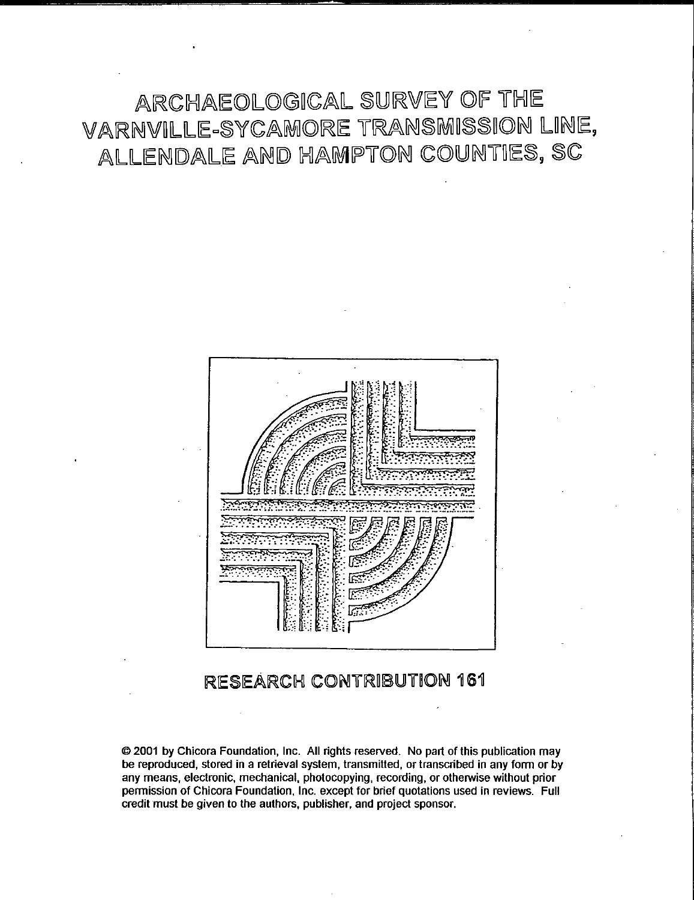# ARCHAEOLOGICAL SURVEY OF THE VARNVILLE-SYCAMORE TRANSMISSION LINE, ALLENDALE AND HAMPTON COUNTIES, SC

## RESEARCH CONTRIBUTION 161

© 2001 by Chicora Foundation, Inc. All rights reserved. No part of this publication may be reproduced, stored in a retrieval system, transmitted, or transcribed in any form or by any means, electronic, mechanical, photocopying, recording, or otherwise without prior permission of Chicora Foundation, Inc. except for brief quotations used in reviews. Full credit must be given to the authors, publisher, and project sponsor.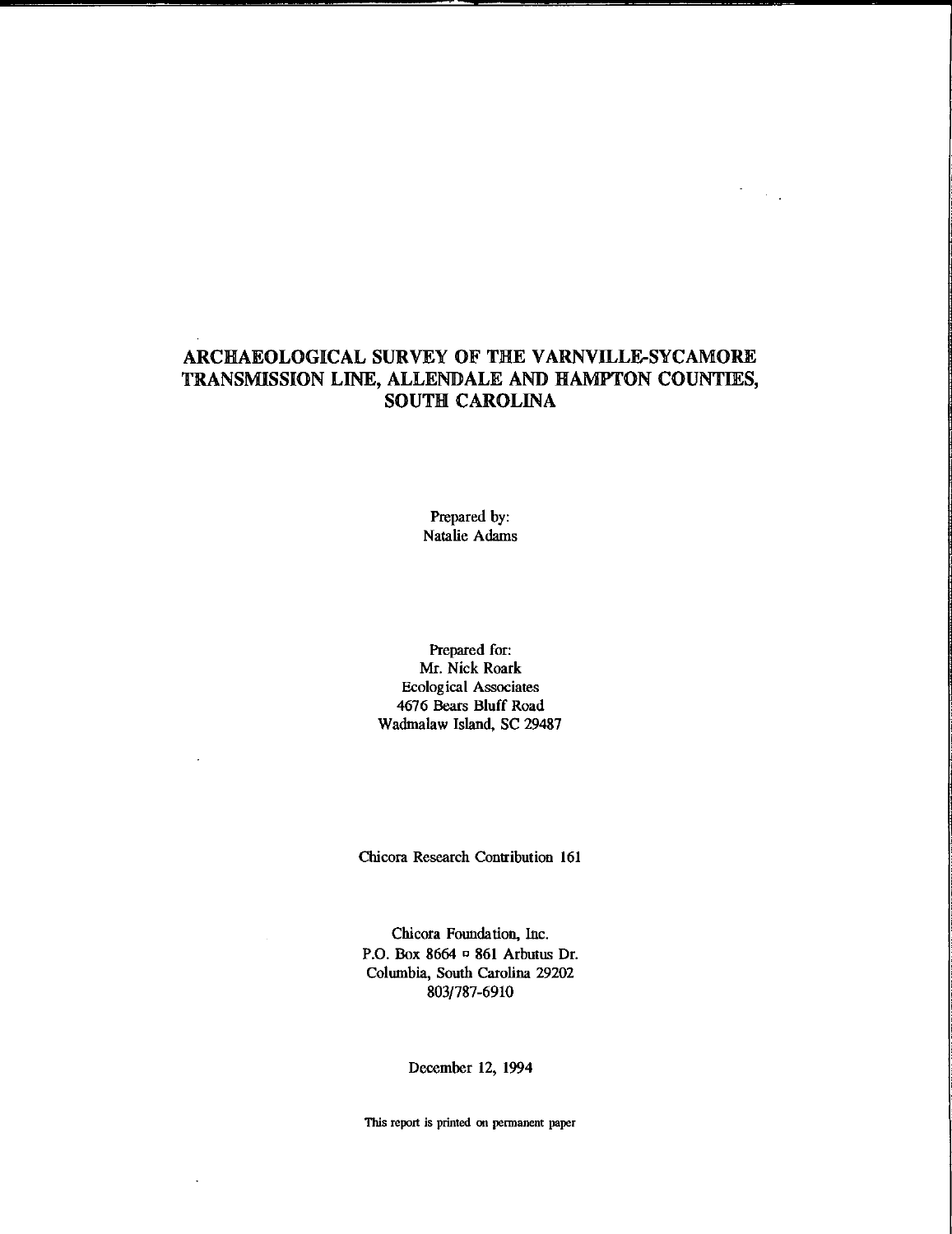# ARCHAEOLOGICAL SURVEY OF THE VARNVILLE-SYCAMORE TRANSMISSION LINE, ALLENDALE AND HAMPTON COUNTIES, SOUTH CAROLINA

Prepared by:
Natalie Adams

Prepared for:
Mr. Nick Roark
Ecological Associates
4676 Bears Bluff Road
Wadmalaw Island, SC 29487

Chicora Research Contribution 161

Chicora Foundation, Inc.
P.O. Box 8664 ▫ 861 Arbutus Dr.
Columbia, South Carolina 29202
803/787-6910

December 12, 1994

This report is printed on permanent paper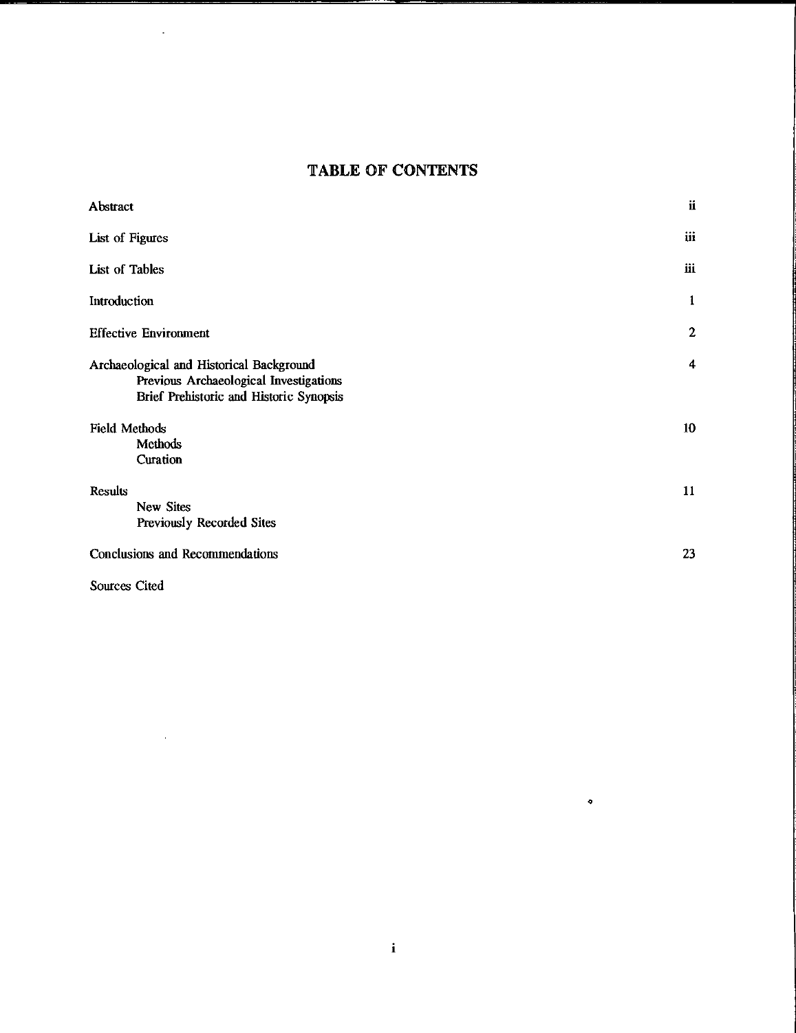# TABLE OF CONTENTS

| | |
|---|---|
| Abstract | ii |
| List of Figures | iii |
| List of Tables | iii |
| Introduction | 1 |
| Effective Environment | 2 |
| Archaeological and Historical Background<br>    Previous Archaeological Investigations<br>    Brief Prehistoric and Historic Synopsis | 4 |
| Field Methods<br>    Methods<br>    Curation | 10 |
| Results<br>    New Sites<br>    Previously Recorded Sites | 11 |
| Conclusions and Recommendations | 23 |
| Sources Cited | |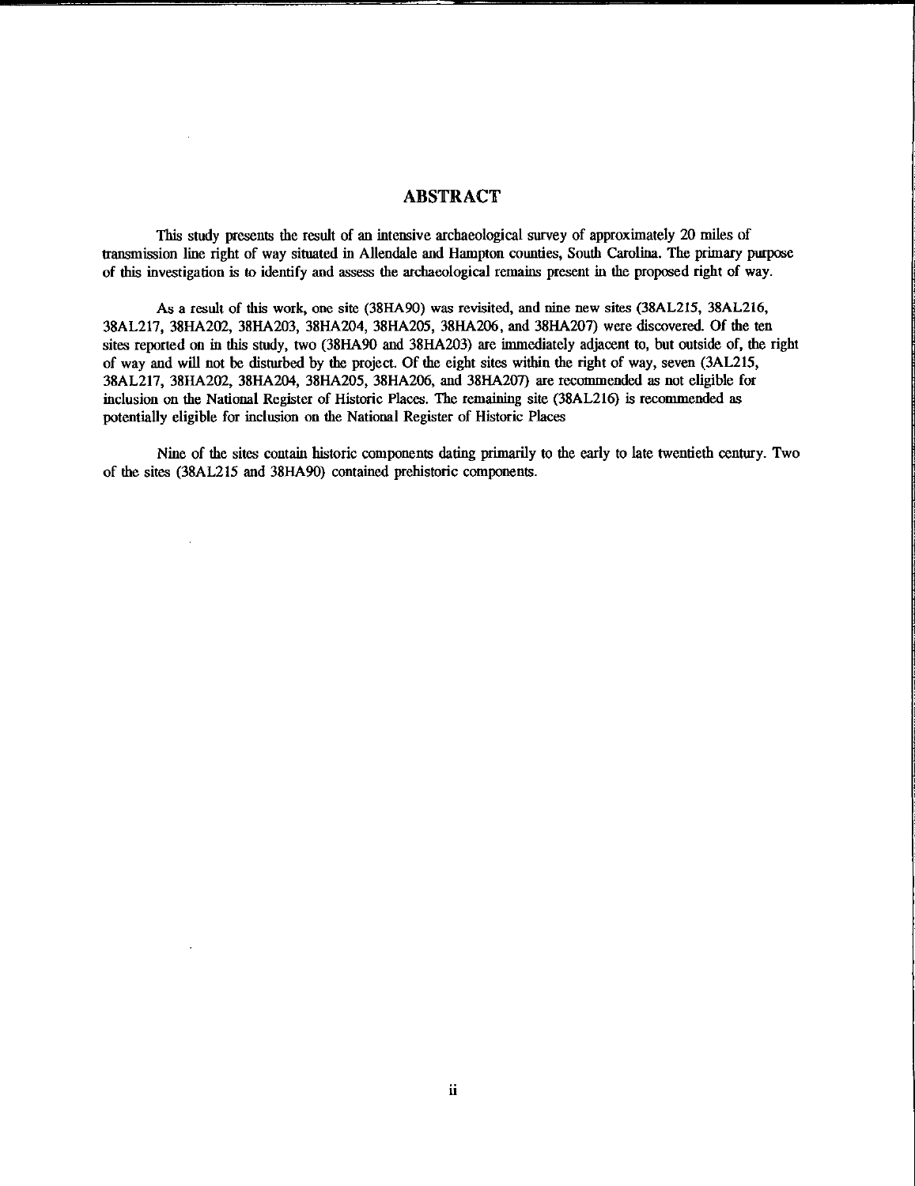# ABSTRACT

This study presents the result of an intensive archaeological survey of approximately 20 miles of transmission line right of way situated in Allendale and Hampton counties, South Carolina. The primary purpose of this investigation is to identify and assess the archaeological remains present in the proposed right of way.

As a result of this work, one site (38HA90) was revisited, and nine new sites (38AL215, 38AL216, 38AL217, 38HA202, 38HA203, 38HA204, 38HA205, 38HA206, and 38HA207) were discovered. Of the ten sites reported on in this study, two (38HA90 and 38HA203) are immediately adjacent to, but outside of, the right of way and will not be disturbed by the project. Of the eight sites within the right of way, seven (3AL215, 38AL217, 38HA202, 38HA204, 38HA205, 38HA206, and 38HA207) are recommended as not eligible for inclusion on the National Register of Historic Places. The remaining site (38AL216) is recommended as potentially eligible for inclusion on the National Register of Historic Places

Nine of the sites contain historic components dating primarily to the early to late twentieth century. Two of the sites (38AL215 and 38HA90) contained prehistoric components.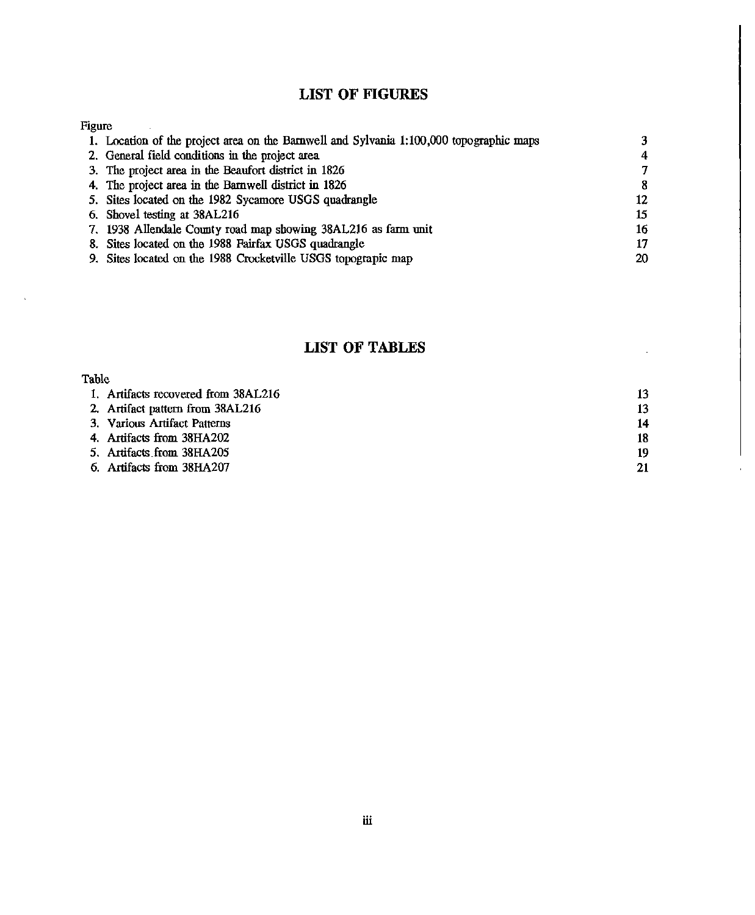## LIST OF FIGURES

| Figure | |
|---|---|
| 1. Location of the project area on the Barnwell and Sylvania 1:100,000 topographic maps | 3 |
| 2. General field conditions in the project area | 4 |
| 3. The project area in the Beaufort district in 1826 | 7 |
| 4. The project area in the Barnwell district in 1826 | 8 |
| 5. Sites located on the 1982 Sycamore USGS quadrangle | 12 |
| 6. Shovel testing at 38AL216 | 15 |
| 7. 1938 Allendale County road map showing 38AL216 as farm unit | 16 |
| 8. Sites located on the 1988 Fairfax USGS quadrangle | 17 |
| 9. Sites located on the 1988 Crocketville USGS topogtrapic map | 20 |

## LIST OF TABLES

| Table | |
|---|---|
| 1. Artifacts recovered from 38AL216 | 13 |
| 2. Artifact pattern from 38AL216 | 13 |
| 3. Various Artifact Patterns | 14 |
| 4. Artifacts from 38HA202 | 18 |
| 5. Artifacts from 38HA205 | 19 |
| 6. Artifacts from 38HA207 | 21 |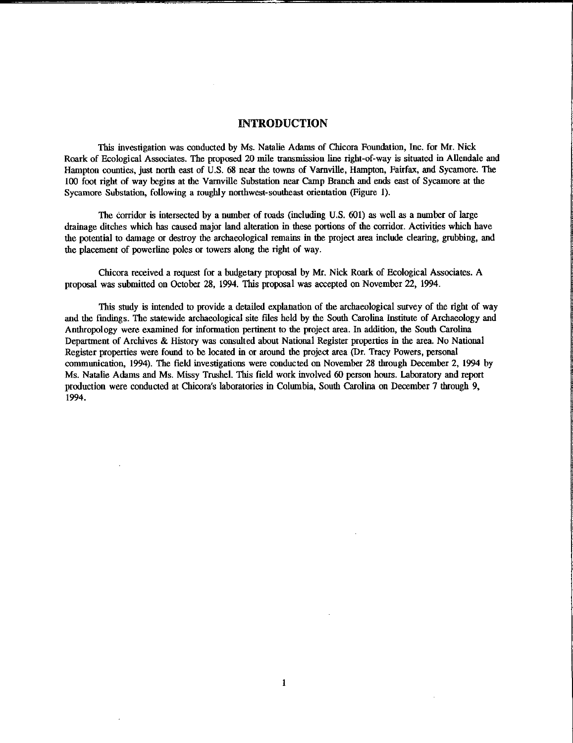# INTRODUCTION

This investigation was conducted by Ms. Natalie Adams of Chicora Foundation, Inc. for Mr. Nick Roark of Ecological Associates. The proposed 20 mile transmission line right-of-way is situated in Allendale and Hampton counties, just north east of U.S. 68 near the towns of Varnville, Hampton, Fairfax, and Sycamore. The 100 foot right of way begins at the Varnville Substation near Camp Branch and ends east of Sycamore at the Sycamore Substation, following a roughly northwest-southeast orientation (Figure 1).

The corridor is intersected by a number of roads (including U.S. 601) as well as a number of large drainage ditches which has caused major land alteration in these portions of the corridor. Activities which have the potential to damage or destroy the archaeological remains in the project area include clearing, grubbing, and the placement of powerline poles or towers along the right of way.

Chicora received a request for a budgetary proposal by Mr. Nick Roark of Ecological Associates. A proposal was submitted on October 28, 1994. This proposal was accepted on November 22, 1994.

This study is intended to provide a detailed explanation of the archaeological survey of the right of way and the findings. The statewide archaeological site files held by the South Carolina Institute of Archaeology and Anthropology were examined for information pertinent to the project area. In addition, the South Carolina Department of Archives & History was consulted about National Register properties in the area. No National Register properties were found to be located in or around the project area (Dr. Tracy Powers, personal communication, 1994). The field investigations were conducted on November 28 through December 2, 1994 by Ms. Natalie Adams and Ms. Missy Trushel. This field work involved 60 person hours. Laboratory and report production were conducted at Chicora's laboratories in Columbia, South Carolina on December 7 through 9, 1994.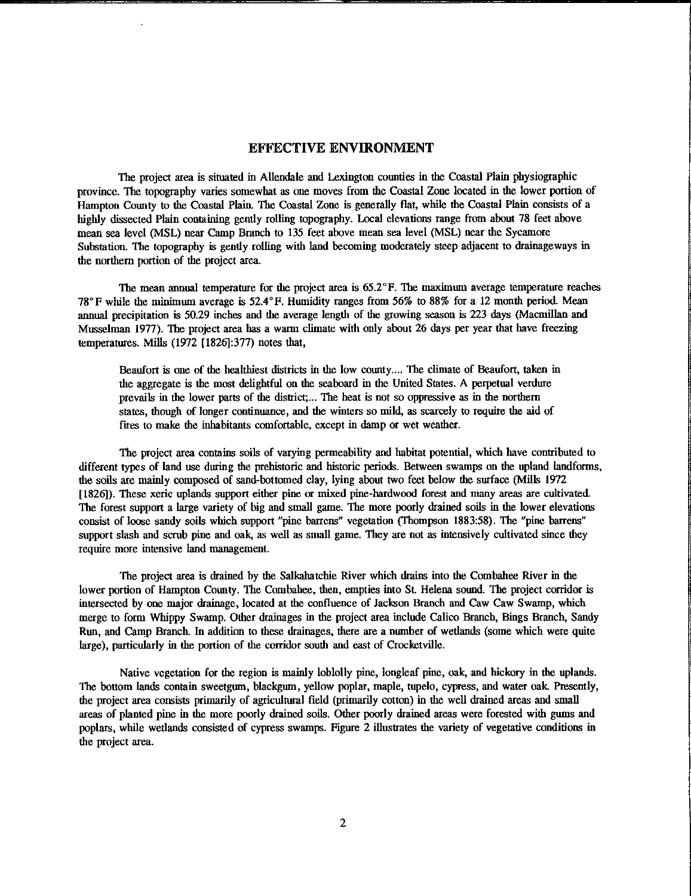## EFFECTIVE ENVIRONMENT

The project area is situated in Allendale and Lexington counties in the Coastal Plain physiographic province. The topography varies somewhat as one moves from the Coastal Zone located in the lower portion of Hampton County to the Coastal Plain. The Coastal Zone is generally flat, while the Coastal Plain consists of a highly dissected Plain containing gently rolling topography. Local elevations range from about 78 feet above mean sea level (MSL) near Camp Branch to 135 feet above mean sea level (MSL) near the Sycamore Substation. The topography is gently rolling with land becoming moderately steep adjacent to drainageways in the northern portion of the project area.

The mean annual temperature for the project area is 65.2°F. The maximum average temperature reaches 78°F while the minimum average is 52.4°F. Humidity ranges from 56% to 88% for a 12 month period. Mean annual precipitation is 50.29 inches and the average length of the growing season is 223 days (Macmillan and Musselman 1977). The project area has a warm climate with only about 26 days per year that have freezing temperatures. Mills (1972 [1826]:377) notes that,

> Beaufort is one of the healthiest districts in the low county.... The climate of Beaufort, taken in the aggregate is the most delightful on the seaboard in the United States. A perpetual verdure prevails in the lower parts of the district;... The heat is not so oppressive as in the northern states, though of longer continuance, and the winters so mild, as scarcely to require the aid of fires to make the inhabitants comfortable, except in damp or wet weather.

The project area contains soils of varying permeability and habitat potential, which have contributed to different types of land use during the prehistoric and historic periods. Between swamps on the upland landforms, the soils are mainly composed of sand-bottomed clay, lying about two feet below the surface (Mills 1972 [1826]). These xeric uplands support either pine or mixed pine-hardwood forest and many areas are cultivated. The forest support a large variety of big and small game. The more poorly drained soils in the lower elevations consist of loose sandy soils which support "pine barrens" vegetation (Thompson 1883:58). The "pine barrens" support slash and scrub pine and oak, as well as small game. They are not as intensively cultivated since they require more intensive land management.

The project area is drained by the Salkahatchie River which drains into the Combahee River in the lower portion of Hampton County. The Combahee, then, empties into St. Helena sound. The project corridor is intersected by one major drainage, located at the confluence of Jackson Branch and Caw Caw Swamp, which merge to form Whippy Swamp. Other drainages in the project area include Calico Branch, Bings Branch, Sandy Run, and Camp Branch. In addition to these drainages, there are a number of wetlands (some which were quite large), particularly in the portion of the corridor south and east of Crocketville.

Native vegetation for the region is mainly loblolly pine, longleaf pine, oak, and hickory in the uplands. The bottom lands contain sweetgum, blackgum, yellow poplar, maple, tupelo, cypress, and water oak. Presently, the project area consists primarily of agricultural field (primarily cotton) in the well drained areas and small areas of planted pine in the more poorly drained soils. Other poorly drained areas were forested with gums and poplars, while wetlands consisted of cypress swamps. Figure 2 illustrates the variety of vegetative conditions in the project area.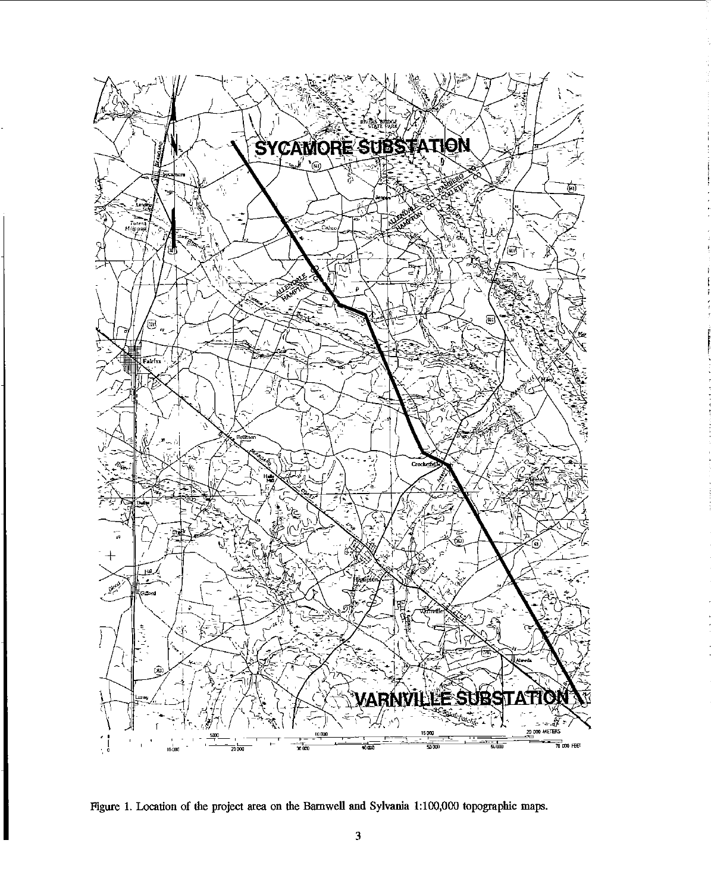Figure 1. Location of the project area on the Barnwell and Sylvania 1:100,000 topographic maps.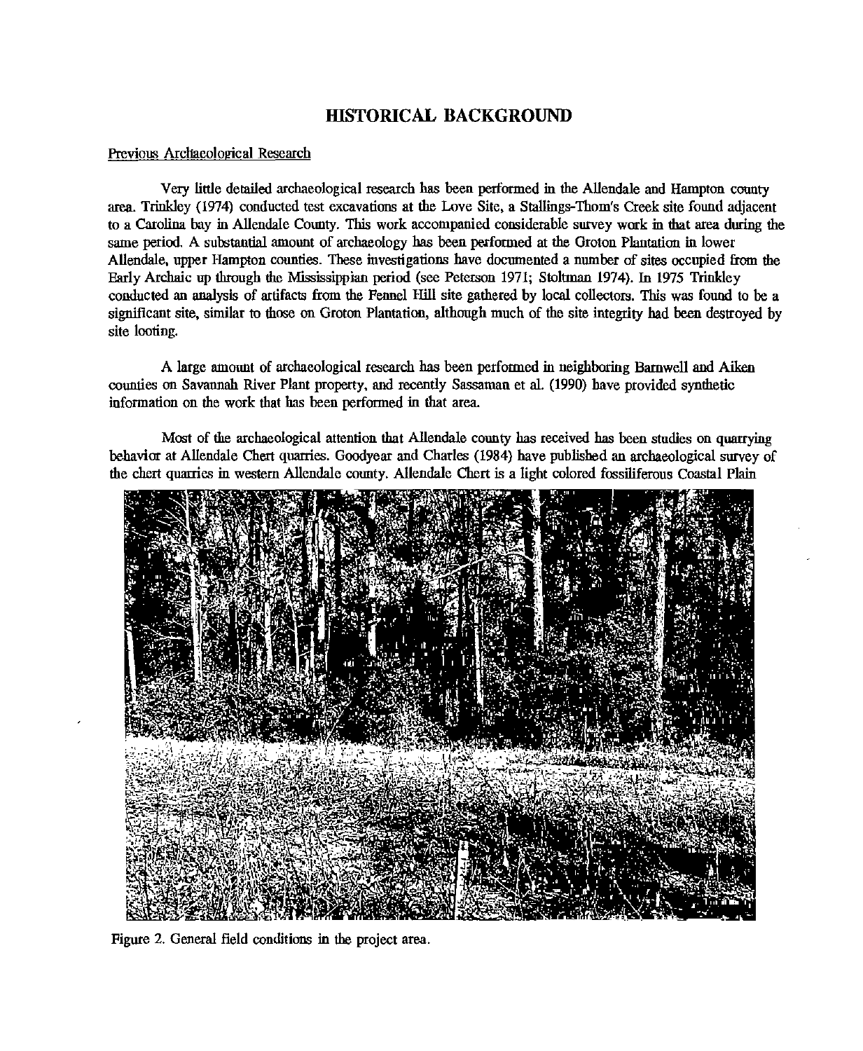# HISTORICAL BACKGROUND

## Previous Archaeological Research

Very little detailed archaeological research has been performed in the Allendale and Hampton county area. Trinkley (1974) conducted test excavations at the Love Site, a Stallings-Thom's Creek site found adjacent to a Carolina bay in Allendale County. This work accompanied considerable survey work in that area during the same period. A substantial amount of archaeology has been performed at the Groton Plantation in lower Allendale, upper Hampton counties. These investigations have documented a number of sites occupied from the Early Archaic up through the Mississippian period (see Peterson 1971; Stoltman 1974). In 1975 Trinkley conducted an analysis of artifacts from the Fennel Hill site gathered by local collectors. This was found to be a significant site, similar to those on Groton Plantation, although much of the site integrity had been destroyed by site looting.

A large amount of archaeological research has been performed in neighboring Barnwell and Aiken counties on Savannah River Plant property, and recently Sassaman et al. (1990) have provided synthetic information on the work that has been performed in that area.

Most of the archaeological attention that Allendale county has received has been studies on quarrying behavior at Allendale Chert quarries. Goodyear and Charles (1984) have published an archaeological survey of the chert quarries in western Allendale county. Allendale Chert is a light colored fossiliferous Coastal Plain

Figure 2. General field conditions in the project area.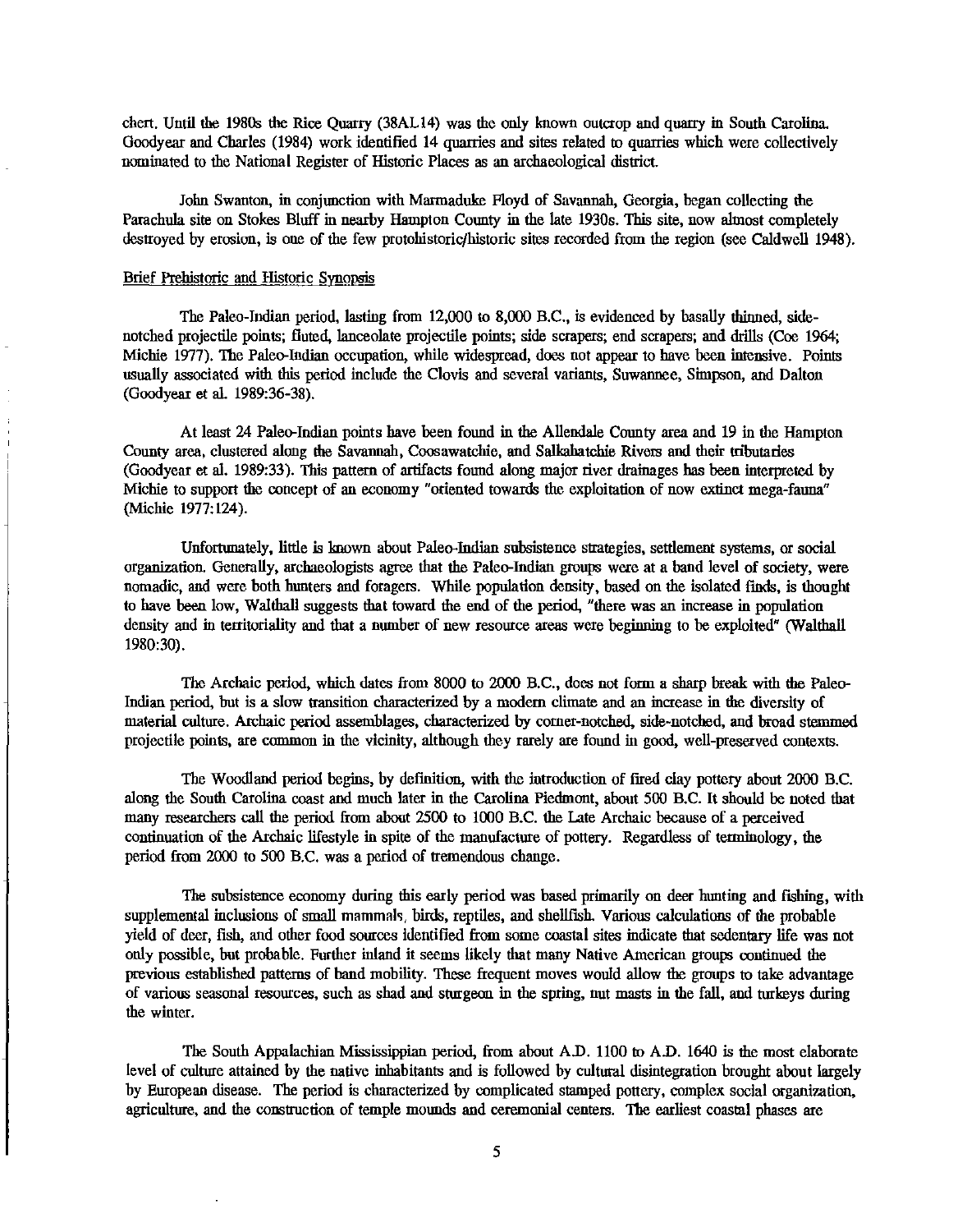chert. Until the 1980s the Rice Quarry (38AL14) was the only known outcrop and quarry in South Carolina. Goodyear and Charles (1984) work identified 14 quarries and sites related to quarries which were collectively nominated to the National Register of Historic Places as an archaeological district.

John Swanton, in conjunction with Marmaduke Floyd of Savannah, Georgia, began collecting the Parachula site on Stokes Bluff in nearby Hampton County in the late 1930s. This site, now almost completely destroyed by erosion, is one of the few protohistoric/historic sites recorded from the region (see Caldwell 1948).

## Brief Prehistoric and Historic Synopsis

The Paleo-Indian period, lasting from 12,000 to 8,000 B.C., is evidenced by basally thinned, side-notched projectile points; fluted, lanceolate projectile points; side scrapers; end scrapers; and drills (Coe 1964; Michie 1977). The Paleo-Indian occupation, while widespread, does not appear to have been intensive. Points usually associated with this period include the Clovis and several variants, Suwannee, Simpson, and Dalton (Goodyear et al. 1989:36-38).

At least 24 Paleo-Indian points have been found in the Allendale County area and 19 in the Hampton County area, clustered along the Savannah, Coosawatchie, and Salkahatchie Rivers and their tributaries (Goodyear et al. 1989:33). This pattern of artifacts found along major river drainages has been interpreted by Michie to support the concept of an economy "oriented towards the exploitation of now extinct mega-fauna" (Michie 1977:124).

Unfortunately, little is known about Paleo-Indian subsistence strategies, settlement systems, or social organization. Generally, archaeologists agree that the Paleo-Indian groups were at a band level of society, were nomadic, and were both hunters and foragers. While population density, based on the isolated finds, is thought to have been low, Walthall suggests that toward the end of the period, "there was an increase in population density and in territoriality and that a number of new resource areas were beginning to be exploited" (Walthall 1980:30).

The Archaic period, which dates from 8000 to 2000 B.C., does not form a sharp break with the Paleo-Indian period, but is a slow transition characterized by a modern climate and an increase in the diversity of material culture. Archaic period assemblages, characterized by corner-notched, side-notched, and broad stemmed projectile points, are common in the vicinity, although they rarely are found in good, well-preserved contexts.

The Woodland period begins, by definition, with the introduction of fired clay pottery about 2000 B.C. along the South Carolina coast and much later in the Carolina Piedmont, about 500 B.C. It should be noted that many researchers call the period from about 2500 to 1000 B.C. the Late Archaic because of a perceived continuation of the Archaic lifestyle in spite of the manufacture of pottery. Regardless of terminology, the period from 2000 to 500 B.C. was a period of tremendous change.

The subsistence economy during this early period was based primarily on deer hunting and fishing, with supplemental inclusions of small mammals, birds, reptiles, and shellfish. Various calculations of the probable yield of deer, fish, and other food sources identified from some coastal sites indicate that sedentary life was not only possible, but probable. Further inland it seems likely that many Native American groups continued the previous established patterns of band mobility. These frequent moves would allow the groups to take advantage of various seasonal resources, such as shad and sturgeon in the spring, nut masts in the fall, and turkeys during the winter.

The South Appalachian Mississippian period, from about A.D. 1100 to A.D. 1640 is the most elaborate level of culture attained by the native inhabitants and is followed by cultural disintegration brought about largely by European disease. The period is characterized by complicated stamped pottery, complex social organization, agriculture, and the construction of temple mounds and ceremonial centers. The earliest coastal phases are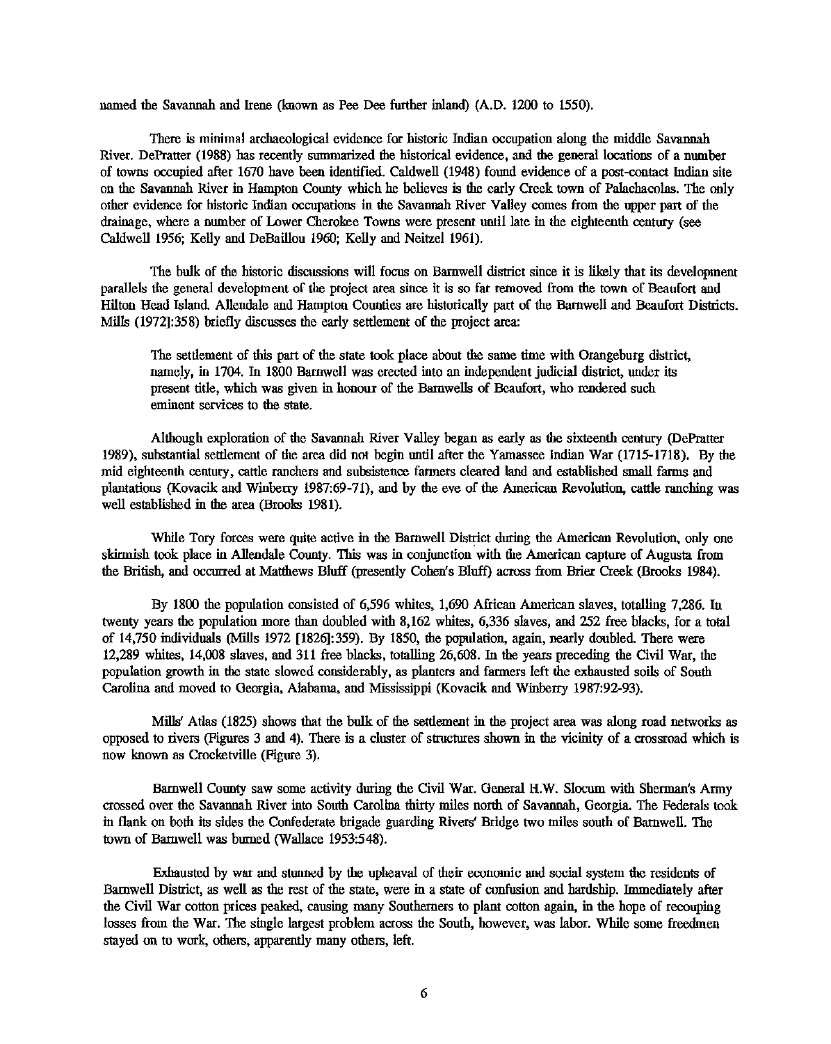named the Savannah and Irene (known as Pee Dee further inland) (A.D. 1200 to 1550).

There is minimal archaeological evidence for historic Indian occupation along the middle Savannah River. DePratter (1988) has recently summarized the historical evidence, and the general locations of a number of towns occupied after 1670 have been identified. Caldwell (1948) found evidence of a post-contact Indian site on the Savannah River in Hampton County which he believes is the early Creek town of Palachacolas. The only other evidence for historic Indian occupations in the Savannah River Valley comes from the upper part of the drainage, where a number of Lower Cherokee Towns were present until late in the eighteenth century (see Caldwell 1956; Kelly and DeBaillou 1960; Kelly and Neitzel 1961).

The bulk of the historic discussions will focus on Barnwell district since it is likely that its development parallels the general development of the project area since it is so far removed from the town of Beaufort and Hilton Head Island. Allendale and Hampton Counties are historically part of the Barnwell and Beaufort Districts. Mills (1972]:358) briefly discusses the early settlement of the project area:

> The settlement of this part of the state took place about the same time with Orangeburg district, namely, in 1704. In 1800 Barnwell was erected into an independent judicial district, under its present title, which was given in honour of the Barnwells of Beaufort, who rendered such eminent services to the state.

Although exploration of the Savannah River Valley began as early as the sixteenth century (DePratter 1989), substantial settlement of the area did not begin until after the Yamassee Indian War (1715-1718). By the mid eighteenth century, cattle ranchers and subsistence farmers cleared land and established small farms and plantations (Kovacik and Winberry 1987:69-71), and by the eve of the American Revolution, cattle ranching was well established in the area (Brooks 1981).

While Tory forces were quite active in the Barnwell District during the American Revolution, only one skirmish took place in Allendale County. This was in conjunction with the American capture of Augusta from the British, and occurred at Matthews Bluff (presently Cohen's Bluff) across from Brier Creek (Brooks 1984).

By 1800 the population consisted of 6,596 whites, 1,690 African American slaves, totalling 7,286. In twenty years the population more than doubled with 8,162 whites, 6,336 slaves, and 252 free blacks, for a total of 14,750 individuals (Mills 1972 [1826]:359). By 1850, the population, again, nearly doubled. There were 12,289 whites, 14,008 slaves, and 311 free blacks, totalling 26,608. In the years preceding the Civil War, the population growth in the state slowed considerably, as planters and farmers left the exhausted soils of South Carolina and moved to Georgia, Alabama, and Mississippi (Kovacik and Winberry 1987:92-93).

Mills' Atlas (1825) shows that the bulk of the settlement in the project area was along road networks as opposed to rivers (Figures 3 and 4). There is a cluster of structures shown in the vicinity of a crossroad which is now known as Crocketville (Figure 3).

Barnwell County saw some activity during the Civil War. General H.W. Slocum with Sherman's Army crossed over the Savannah River into South Carolina thirty miles north of Savannah, Georgia. The Federals took in flank on both its sides the Confederate brigade guarding Rivers' Bridge two miles south of Barnwell. The town of Barnwell was burned (Wallace 1953:548).

Exhausted by war and stunned by the upheaval of their economic and social system the residents of Barnwell District, as well as the rest of the state, were in a state of confusion and hardship. Immediately after the Civil War cotton prices peaked, causing many Southerners to plant cotton again, in the hope of recouping losses from the War. The single largest problem across the South, however, was labor. While some freedmen stayed on to work, others, apparently many others, left.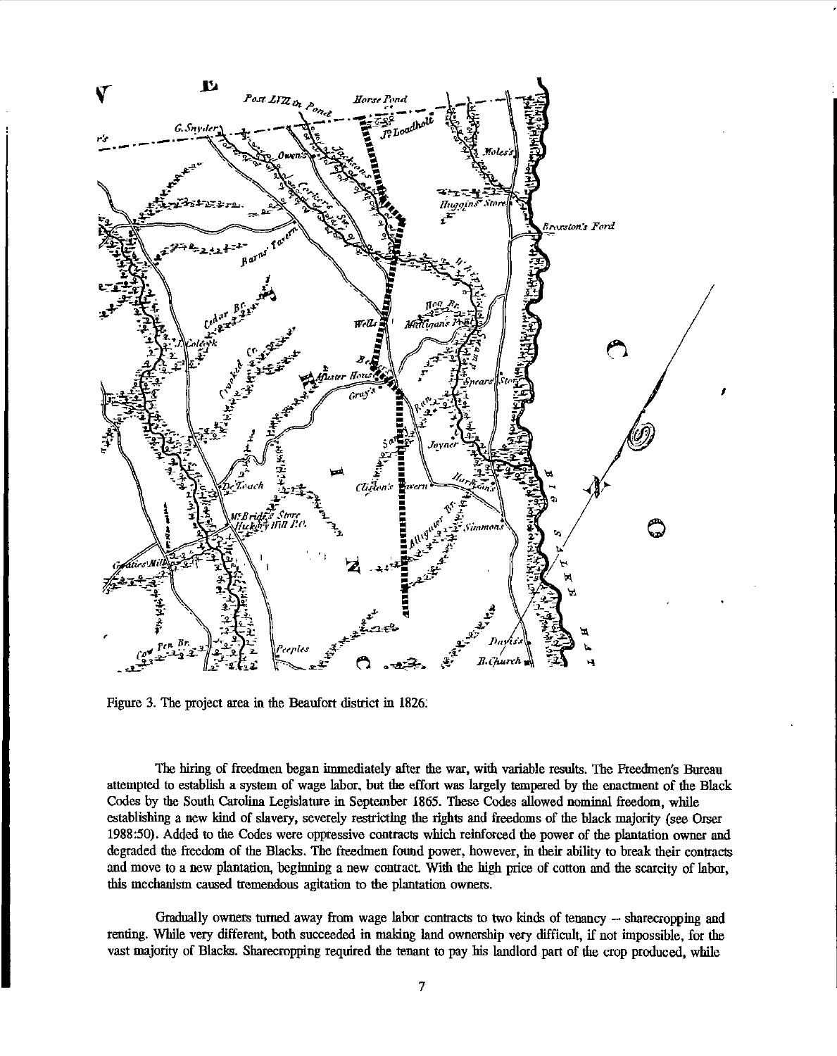Figure 3. The project area in the Beaufort district in 1826.

The hiring of freedmen began immediately after the war, with variable results. The Freedmen's Bureau attempted to establish a system of wage labor, but the effort was largely tempered by the enactment of the Black Codes by the South Carolina Legislature in September 1865. These Codes allowed nominal freedom, while establishing a new kind of slavery, severely restricting the rights and freedoms of the black majority (see Orser 1988:50). Added to the Codes were oppressive contracts which reinforced the power of the plantation owner and degraded the freedom of the Blacks. The freedmen found power, however, in their ability to break their contracts and move to a new plantation, beginning a new contract. With the high price of cotton and the scarcity of labor, this mechanism caused tremendous agitation to the plantation owners.

Gradually owners turned away from wage labor contracts to two kinds of tenancy -- sharecropping and renting. While very different, both succeeded in making land ownership very difficult, if not impossible, for the vast majority of Blacks. Sharecropping required the tenant to pay his landlord part of the crop produced, while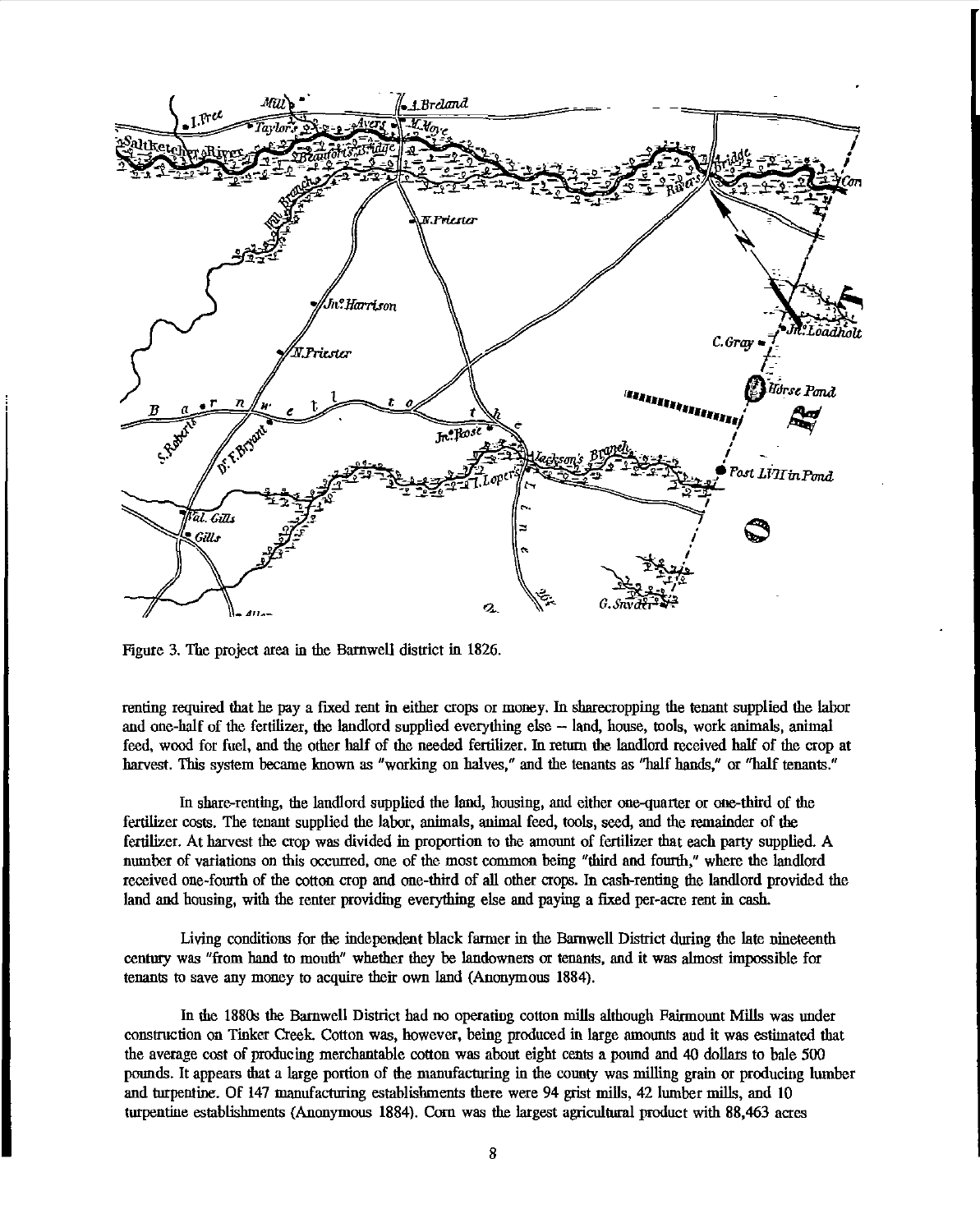Figure 3. The project area in the Barnwell district in 1826.

renting required that he pay a fixed rent in either crops or money. In sharecropping the tenant supplied the labor and one-half of the fertilizer, the landlord supplied everything else -- land, house, tools, work animals, animal feed, wood for fuel, and the other half of the needed fertilizer. In return the landlord received half of the crop at harvest. This system became known as "working on halves," and the tenants as "half hands," or "half tenants."

In share-renting, the landlord supplied the land, housing, and either one-quarter or one-third of the fertilizer costs. The tenant supplied the labor, animals, animal feed, tools, seed, and the remainder of the fertilizer. At harvest the crop was divided in proportion to the amount of fertilizer that each party supplied. A number of variations on this occurred, one of the most common being "third and fourth," where the landlord received one-fourth of the cotton crop and one-third of all other crops. In cash-renting the landlord provided the land and housing, with the renter providing everything else and paying a fixed per-acre rent in cash.

Living conditions for the independent black farmer in the Barnwell District during the late nineteenth century was "from hand to mouth" whether they be landowners or tenants, and it was almost impossible for tenants to save any money to acquire their own land (Anonymous 1884).

In the 1880s the Barnwell District had no operating cotton mills although Fairmount Mills was under construction on Tinker Creek. Cotton was, however, being produced in large amounts and it was estimated that the average cost of producing merchantable cotton was about eight cents a pound and 40 dollars to bale 500 pounds. It appears that a large portion of the manufacturing in the county was milling grain or producing lumber and turpentine. Of 147 manufacturing establishments there were 94 grist mills, 42 lumber mills, and 10 turpentine establishments (Anonymous 1884). Corn was the largest agricultural product with 88,463 acres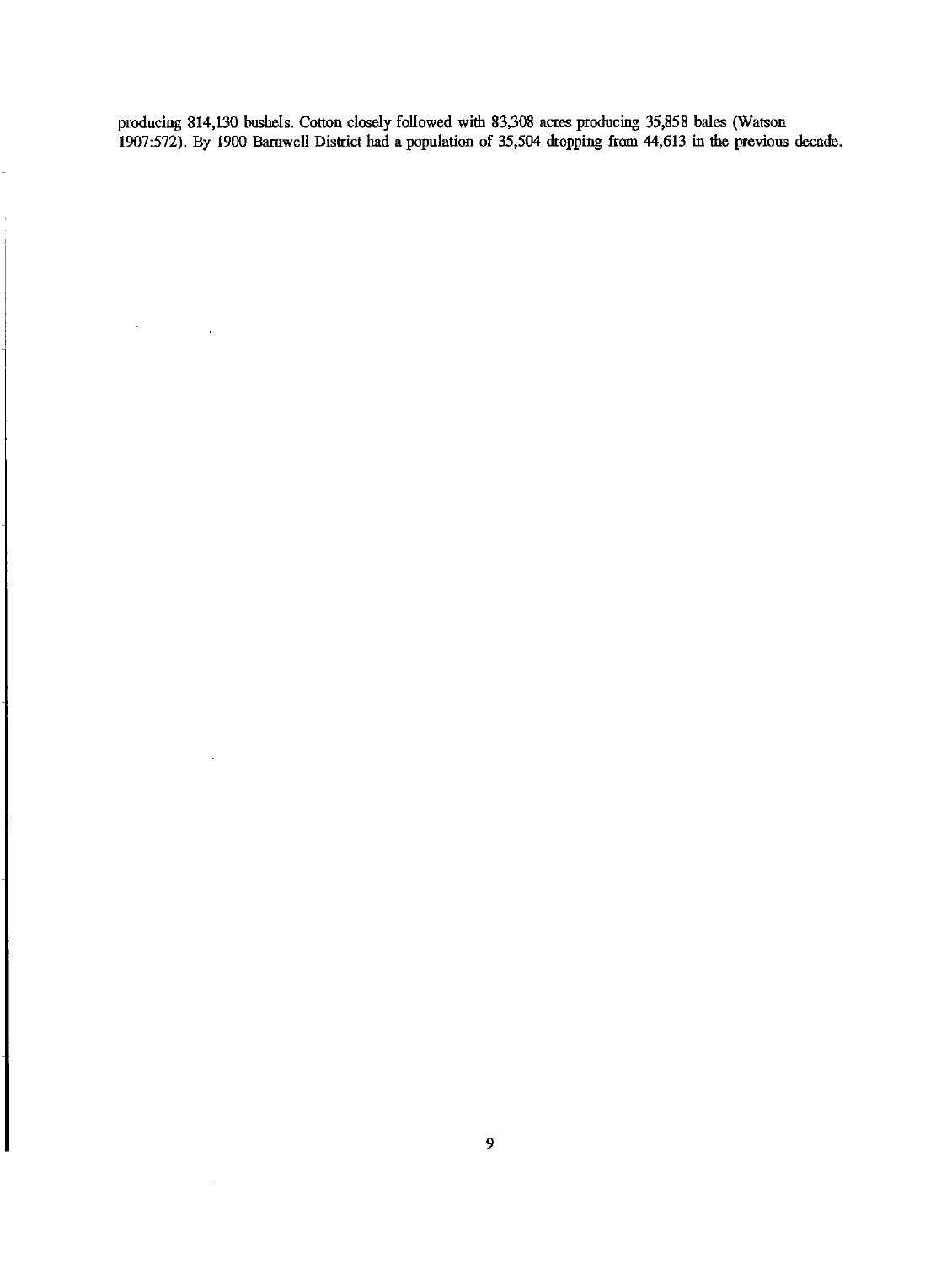producing 814,130 bushels. Cotton closely followed with 83,308 acres producing 35,858 bales (Watson 1907:572). By 1900 Barnwell District had a population of 35,504 dropping from 44,613 in the previous decade.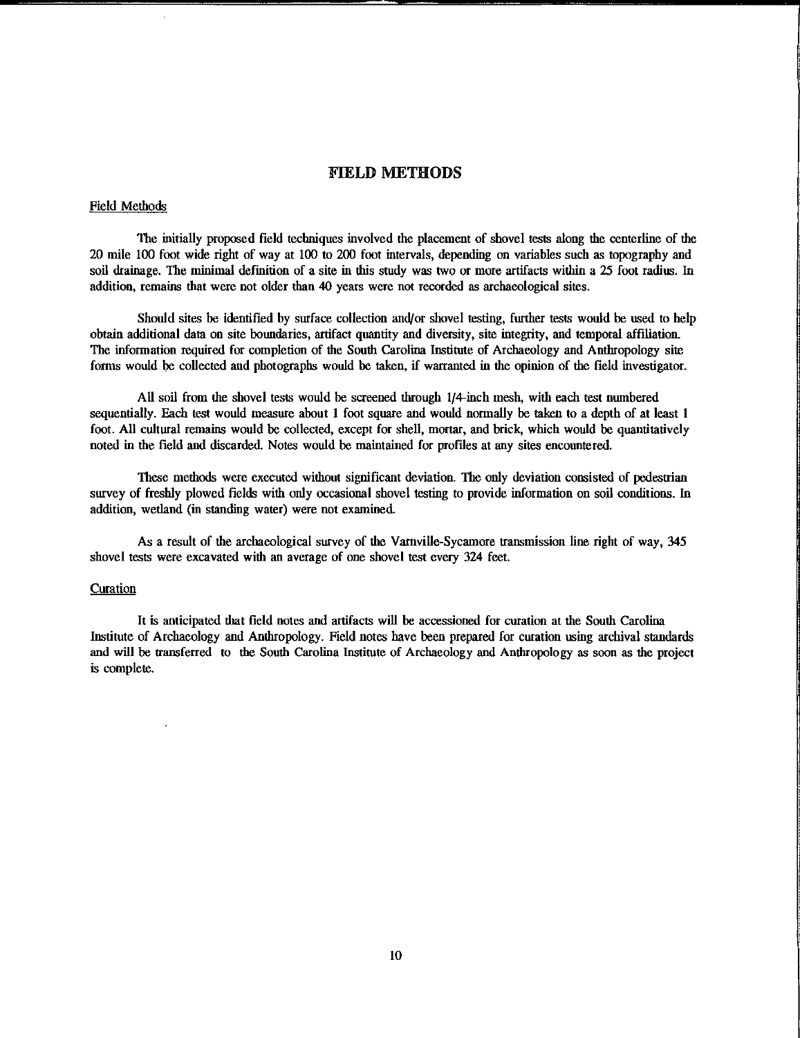# FIELD METHODS

## Field Methods

The initially proposed field techniques involved the placement of shovel tests along the centerline of the 20 mile 100 foot wide right of way at 100 to 200 foot intervals, depending on variables such as topography and soil drainage. The minimal definition of a site in this study was two or more artifacts within a 25 foot radius. In addition, remains that were not older than 40 years were not recorded as archaeological sites.

Should sites be identified by surface collection and/or shovel testing, further tests would be used to help obtain additional data on site boundaries, artifact quantity and diversity, site integrity, and temporal affiliation. The information required for completion of the South Carolina Institute of Archaeology and Anthropology site forms would be collected and photographs would be taken, if warranted in the opinion of the field investigator.

All soil from the shovel tests would be screened through 1/4-inch mesh, with each test numbered sequentially. Each test would measure about 1 foot square and would normally be taken to a depth of at least 1 foot. All cultural remains would be collected, except for shell, mortar, and brick, which would be quantitatively noted in the field and discarded. Notes would be maintained for profiles at any sites encountered.

These methods were executed without significant deviation. The only deviation consisted of pedestrian survey of freshly plowed fields with only occasional shovel testing to provide information on soil conditions. In addition, wetland (in standing water) were not examined.

As a result of the archaeological survey of the Varnville-Sycamore transmission line right of way, 345 shovel tests were excavated with an average of one shovel test every 324 feet.

## Curation

It is anticipated that field notes and artifacts will be accessioned for curation at the South Carolina Institute of Archaeology and Anthropology. Field notes have been prepared for curation using archival standards and will be transferred to the South Carolina Institute of Archaeology and Anthropology as soon as the project is complete.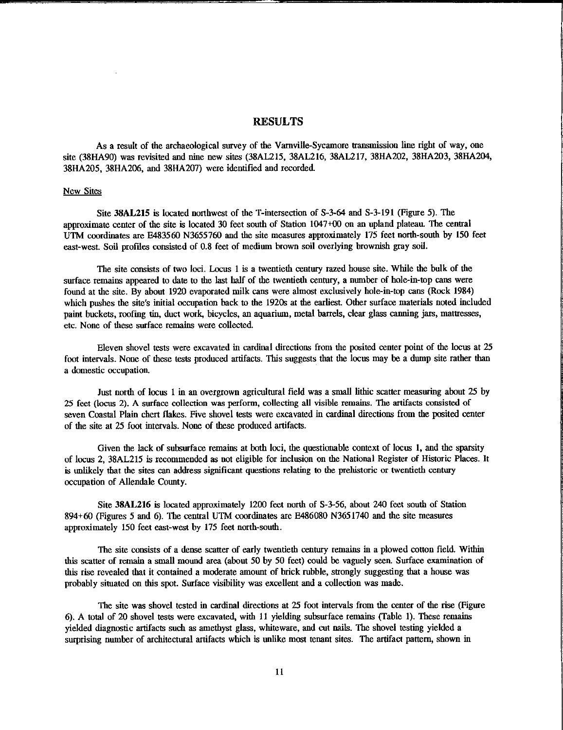# RESULTS

As a result of the archaeological survey of the Varnville-Sycamore transmission line right of way, one site (38HA90) was revisited and nine new sites (38AL215, 38AL216, 38AL217, 38HA202, 38HA203, 38HA204, 38HA205, 38HA206, and 38HA207) were identified and recorded.

## New Sites

Site **38AL215** is located northwest of the T-intersection of S-3-64 and S-3-191 (Figure 5). The approximate center of the site is located 30 feet south of Station 1047+00 on an upland plateau. The central UTM coordinates are E483560 N3655760 and the site measures approximately 175 feet north-south by 150 feet east-west. Soil profiles consisted of 0.8 feet of medium brown soil overlying brownish gray soil.

The site consists of two loci. Locus 1 is a twentieth century razed house site. While the bulk of the surface remains appeared to date to the last half of the twentieth century, a number of hole-in-top cans were found at the site. By about 1920 evaporated milk cans were almost exclusively hole-in-top cans (Rock 1984) which pushes the site's initial occupation back to the 1920s at the earliest. Other surface materials noted included paint buckets, roofing tin, duct work, bicycles, an aquarium, metal barrels, clear glass canning jars, mattresses, etc. None of these surface remains were collected.

Eleven shovel tests were excavated in cardinal directions from the posited center point of the locus at 25 foot intervals. None of these tests produced artifacts. This suggests that the locus may be a dump site rather than a domestic occupation.

Just north of locus 1 in an overgrown agricultural field was a small lithic scatter measuring about 25 by 25 feet (locus 2). A surface collection was perform, collecting all visible remains. The artifacts consisted of seven Coastal Plain chert flakes. Five shovel tests were excavated in cardinal directions from the posited center of the site at 25 foot intervals. None of these produced artifacts.

Given the lack of subsurface remains at both loci, the questionable context of locus 1, and the sparsity of locus 2, 38AL215 is recommended as not eligible for inclusion on the National Register of Historic Places. It is unlikely that the sites can address significant questions relating to the prehistoric or twentieth century occupation of Allendale County.

Site **38AL216** is located approximately 1200 feet north of S-3-56, about 240 feet south of Station 894+60 (Figures 5 and 6). The central UTM coordinates are E486080 N3651740 and the site measures approximately 150 feet east-west by 175 feet north-south.

The site consists of a dense scatter of early twentieth century remains in a plowed cotton field. Within this scatter of remain a small mound area (about 50 by 50 feet) could be vaguely seen. Surface examination of this rise revealed that it contained a moderate amount of brick rubble, strongly suggesting that a house was probably situated on this spot. Surface visibility was excellent and a collection was made.

The site was shovel tested in cardinal directions at 25 foot intervals from the center of the rise (Figure 6). A total of 20 shovel tests were excavated, with 11 yielding subsurface remains (Table 1). These remains yielded diagnostic artifacts such as amethyst glass, whiteware, and cut nails. The shovel testing yielded a surprising number of architectural artifacts which is unlike most tenant sites. The artifact pattern, shown in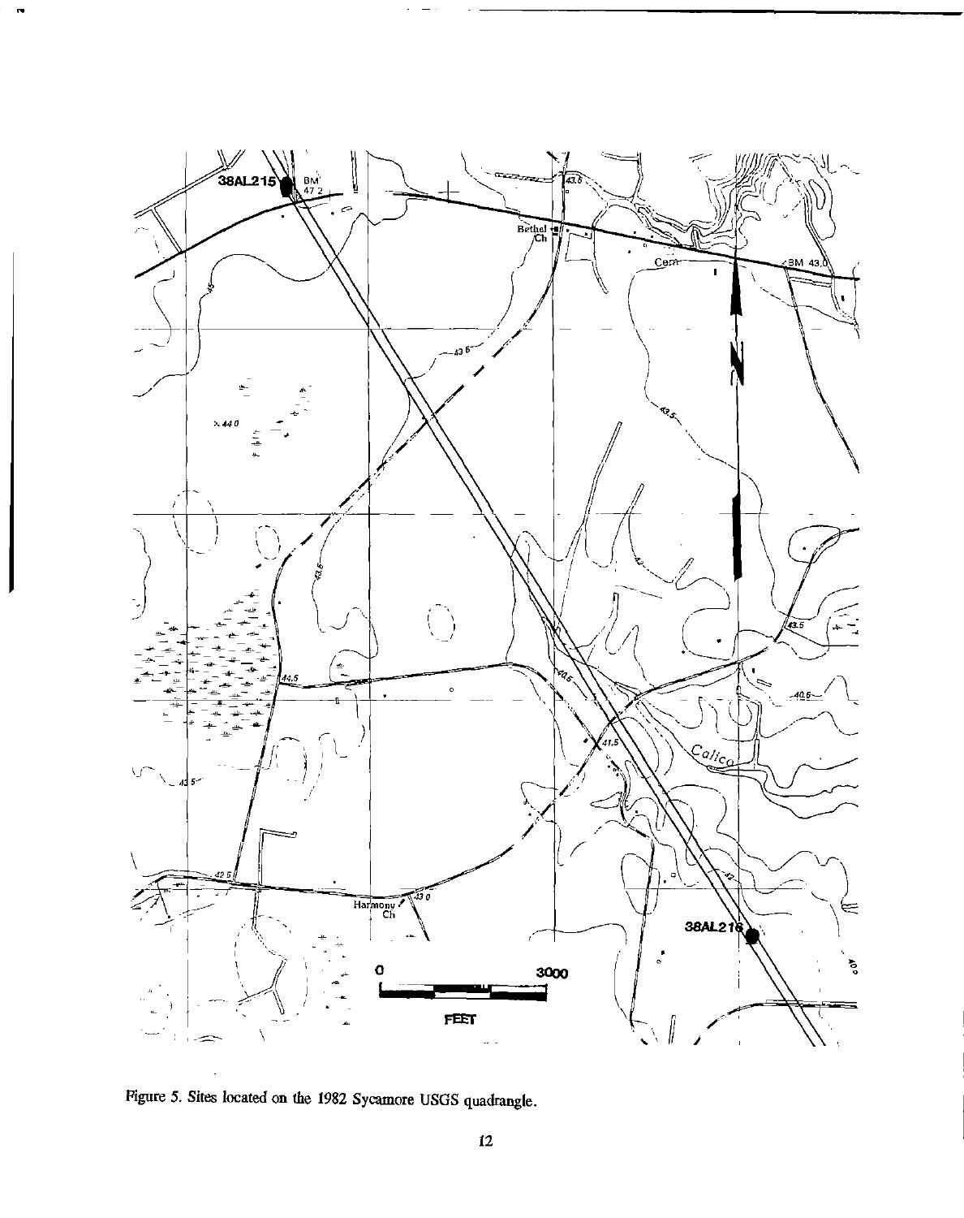Figure 5. Sites located on the 1982 Sycamore USGS quadrangle.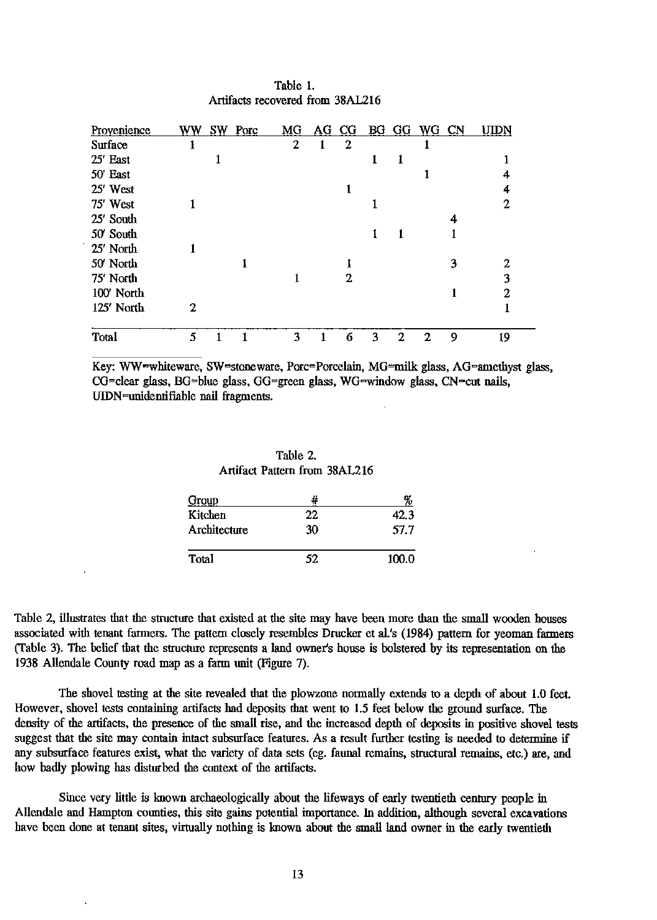Table 1.
Artifacts recovered from 38AL216

| Provenience | WW | SW | Porc | MG | AG | CG | BG | GG | WG | CN | UIDN |
|---|---|---|---|---|---|---|---|---|---|---|---|
| Surface | 1 | | | 2 | 1 | 2 | | | 1 | | |
| 25' East | | 1 | | | | | 1 | 1 | | | 1 |
| 50' East | | | | | | | | | 1 | | 4 |
| 25' West | | | | | | 1 | | | | | 4 |
| 75' West | 1 | | | | | | 1 | | | | 2 |
| 25' South | | | | | | | | | | 4 | |
| 50' South | | | | | | | 1 | 1 | | 1 | |
| 25' North | 1 | | | | | | | | | | |
| 50' North | | | 1 | | | 1 | | | | 3 | 2 |
| 75' North | | | | 1 | | 2 | | | | | 3 |
| 100' North | | | | | | | | | | 1 | 2 |
| 125' North | 2 | | | | | | | | | | 1 |
| Total | 5 | 1 | 1 | 3 | 1 | 6 | 3 | 2 | 2 | 9 | 19 |

Key: WW=whiteware, SW=stoneware, Porc=Porcelain, MG=milk glass, AG=amethyst glass, CG=clear glass, BG=blue glass, GG=green glass, WG=window glass, CN=cut nails, UIDN=unidentifiable nail fragments.

Table 2.
Artifact Pattern from 38AL216

| Group | # | % |
|---|---|---|
| Kitchen | 22 | 42.3 |
| Architecture | 30 | 57.7 |
| Total | 52 | 100.0 |

Table 2, illustrates that the structure that existed at the site may have been more than the small wooden houses associated with tenant farmers. The pattern closely resembles Drucker et al.'s (1984) pattern for yeoman farmers (Table 3). The belief that the structure represents a land owner's house is bolstered by its representation on the 1938 Allendale County road map as a farm unit (Figure 7).

The shovel testing at the site revealed that the plowzone normally extends to a depth of about 1.0 feet. However, shovel tests containing artifacts had deposits that went to 1.5 feet below the ground surface. The density of the artifacts, the presence of the small rise, and the increased depth of deposits in positive shovel tests suggest that the site may contain intact subsurface features. As a result further testing is needed to determine if any subsurface features exist, what the variety of data sets (eg. faunal remains, structural remains, etc.) are, and how badly plowing has disturbed the context of the artifacts.

Since very little is known archaeologically about the lifeways of early twentieth century people in Allendale and Hampton counties, this site gains potential importance. In addition, although several excavations have been done at tenant sites, virtually nothing is known about the small land owner in the early twentieth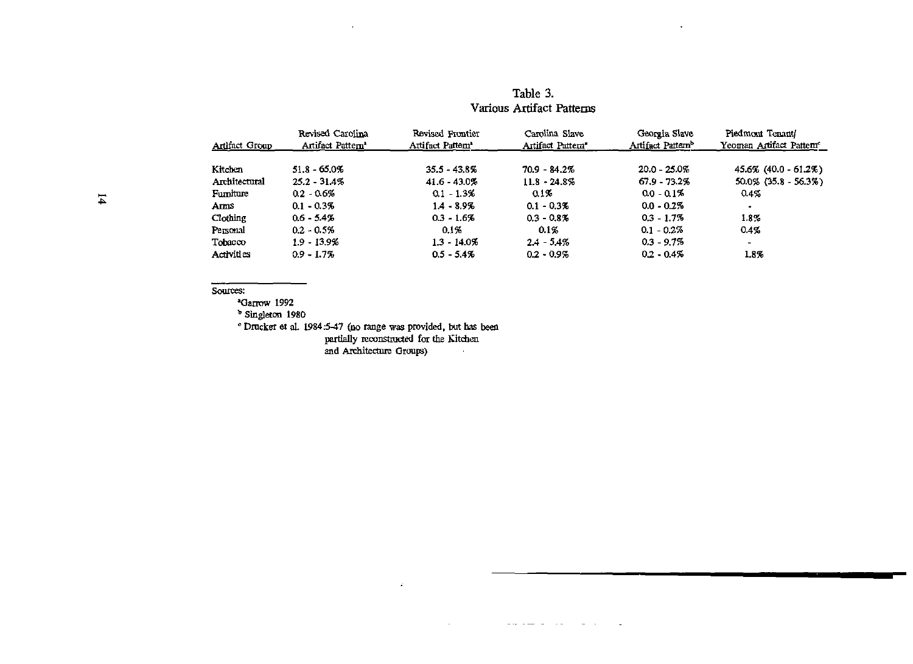# Table 3.
## Various Artifact Patterns

| Artifact Group | Revised Carolina Artifact Pattern[a] | Revised Frontier Artifact Pattern[a] | Carolina Slave Artifact Pattern[a] | Georgia Slave Artifact Pattern[b] | Piedmont Tenant/ Yeoman Artifact Pattern[c] |
|---|---|---|---|---|---|
| Kitchen | 51.8 - 65.0% | 35.5 - 43.8% | 70.9 - 84.2% | 20.0 - 25.0% | 45.6% (40.0 - 61.2%) |
| Architectural | 25.2 - 31.4% | 41.6 - 43.0% | 11.8 - 24.8% | 67.9 - 73.2% | 50.0% (35.8 - 56.3%) |
| Furniture | 0.2 - 0.6% | 0.1 - 1.3% | 0.1% | 0.0 - 0.1% | 0.4% |
| Arms | 0.1 - 0.3% | 1.4 - 8.9% | 0.1 - 0.3% | 0.0 - 0.2% | - |
| Clothing | 0.6 - 5.4% | 0.3 - 1.6% | 0.3 - 0.8% | 0.3 - 1.7% | 1.8% |
| Personal | 0.2 - 0.5% | 0.1% | 0.1% | 0.1 - 0.2% | 0.4% |
| Tobacco | 1.9 - 13.9% | 1.3 - 14.0% | 2.4 - 5.4% | 0.3 - 9.7% | - |
| Activities | 0.9 - 1.7% | 0.5 - 5.4% | 0.2 - 0.9% | 0.2 - 0.4% | 1.8% |

Sources:

[a] Garrow 1992

[b] Singleton 1980

[c] Drucker et al. 1984:5-47 (no range was provided, but has been partially reconstructed for the Kitchen and Architecture Groups)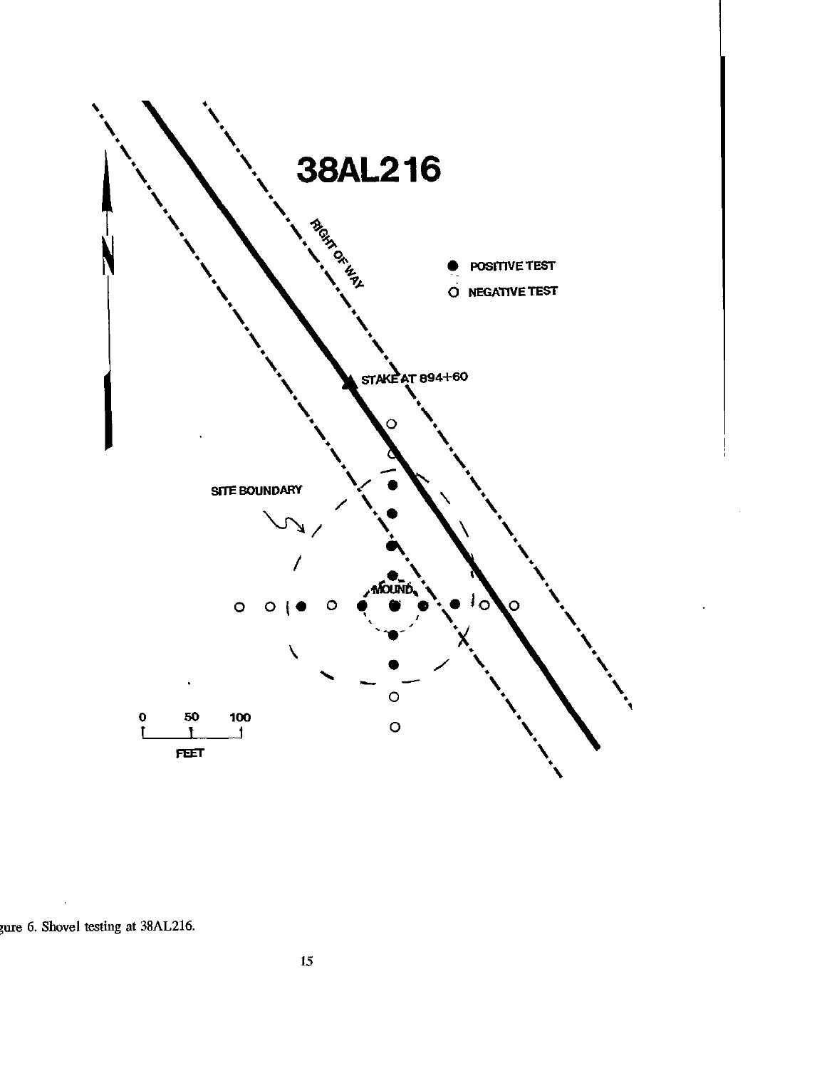# 38AL216

● POSITIVE TEST

○ NEGATIVE TEST

RIGHT OF WAY

STAKE AT 894+60

SITE BOUNDARY

MOUND

0 50 100

FEET

gure 6. Shovel testing at 38AL216.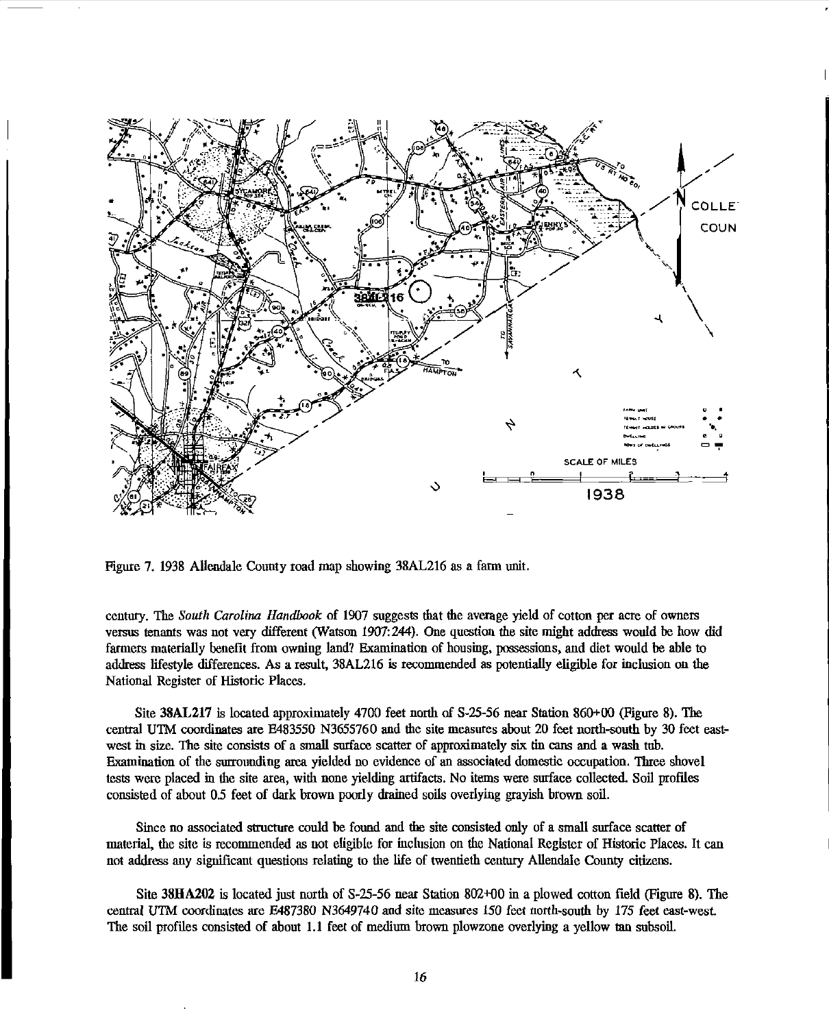Figure 7. 1938 Allendale County road map showing 38AL216 as a farm unit.

century. The *South Carolina Handbook* of 1907 suggests that the average yield of cotton per acre of owners versus tenants was not very different (Watson 1907:244). One question the site might address would be how did farmers materially benefit from owning land? Examination of housing, possessions, and diet would be able to address lifestyle differences. As a result, 38AL216 is recommended as potentially eligible for inclusion on the National Register of Historic Places.

Site **38AL217** is located approximately 4700 feet north of S-25-56 near Station 860+00 (Figure 8). The central UTM coordinates are E483550 N3655760 and the site measures about 20 feet north-south by 30 feet east-west in size. The site consists of a small surface scatter of approximately six tin cans and a wash tub. Examination of the surrounding area yielded no evidence of an associated domestic occupation. Three shovel tests were placed in the site area, with none yielding artifacts. No items were surface collected. Soil profiles consisted of about 0.5 feet of dark brown poorly drained soils overlying grayish brown soil.

Since no associated structure could be found and the site consisted only of a small surface scatter of material, the site is recommended as not eligible for inclusion on the National Register of Historic Places. It can not address any significant questions relating to the life of twentieth century Allendale County citizens.

Site **38HA202** is located just north of S-25-56 near Station 802+00 in a plowed cotton field (Figure 8). The central UTM coordinates are E487380 N3649740 and site measures 150 feet north-south by 175 feet east-west. The soil profiles consisted of about 1.1 feet of medium brown plowzone overlying a yellow tan subsoil.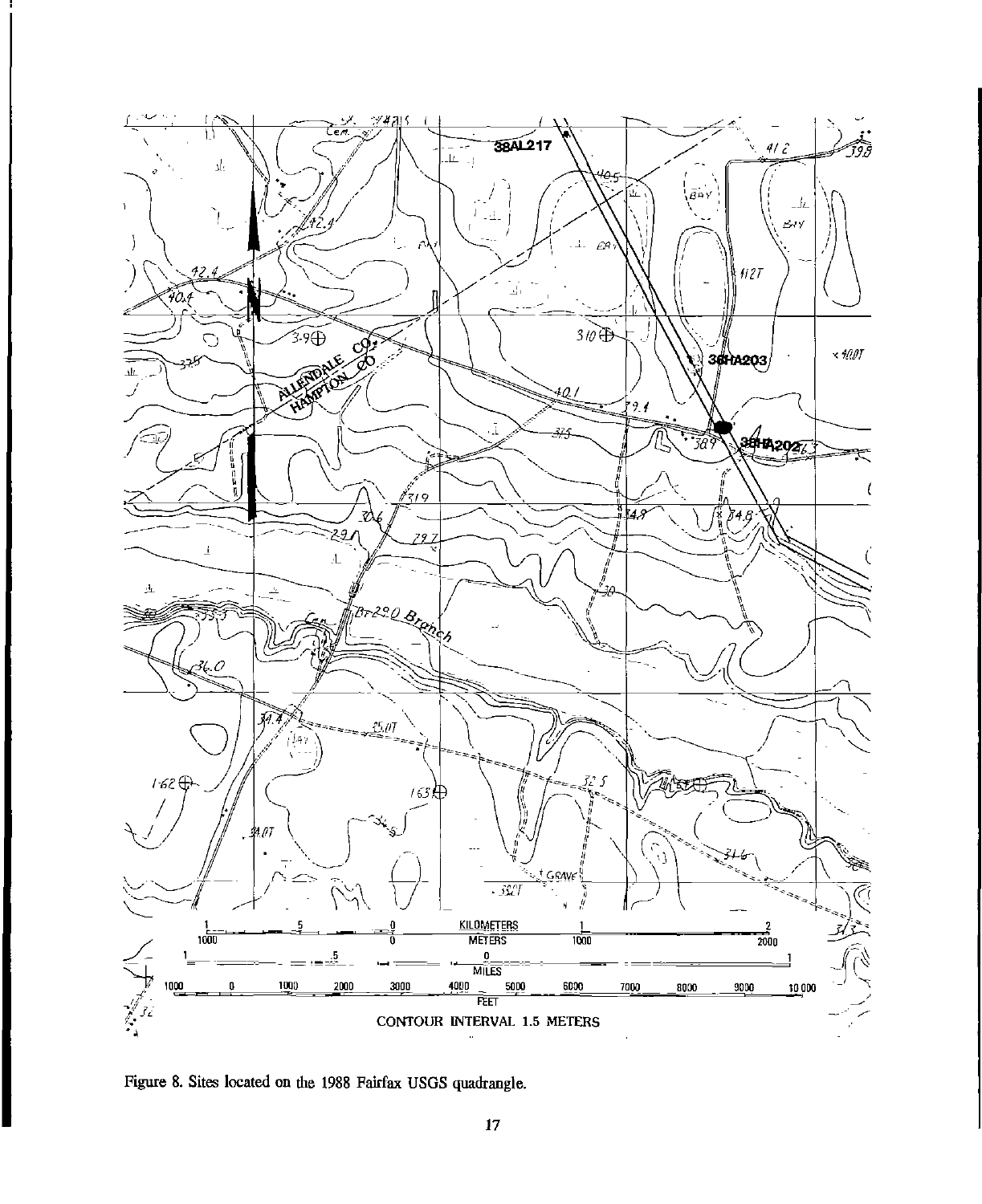Figure 8. Sites located on the 1988 Fairfax USGS quadrangle.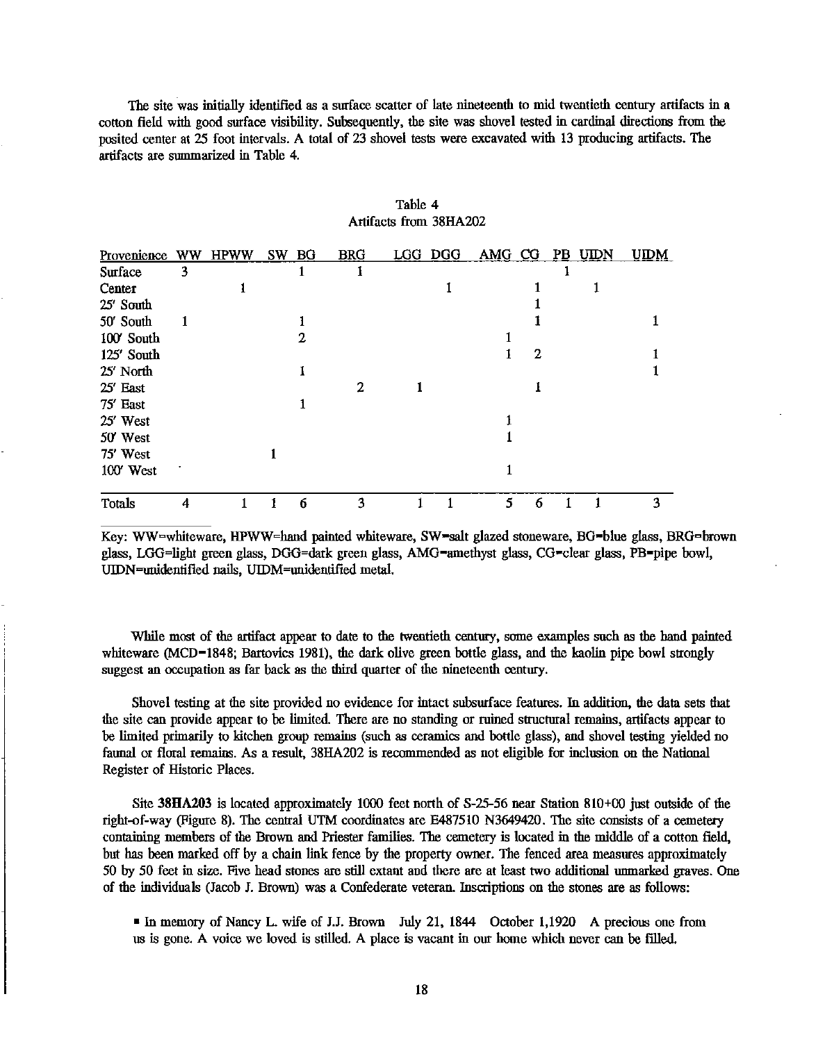The site was initially identified as a surface scatter of late nineteenth to mid twentieth century artifacts in a cotton field with good surface visibility. Subsequently, the site was shovel tested in cardinal directions from the posited center at 25 foot intervals. A total of 23 shovel tests were excavated with 13 producing artifacts. The artifacts are summarized in Table 4.

Table 4
Artifacts from 38HA202

| Provenience | WW | HPWW | SW | BG | BRG | LGG | DGG | AMG | CG | PB | UIDN | UIDM |
|---|---|---|---|---|---|---|---|---|---|---|---|---|
| Surface | 3 | | | 1 | 1 | | | | | 1 | | |
| Center | | 1 | | | | | 1 | | 1 | | 1 | |
| 25' South | | | | | | | | | 1 | | | |
| 50' South | 1 | | | 1 | | | | | 1 | | | 1 |
| 100' South | | | | 2 | | | | 1 | | | | |
| 125' South | | | | | | | | 1 | 2 | | | 1 |
| 25' North | | | | 1 | | | | | | | | 1 |
| 25' East | | | | | 2 | 1 | | | 1 | | | |
| 75' East | | | | 1 | | | | | | | | |
| 25' West | | | | | | | | 1 | | | | |
| 50' West | | | | | | | | 1 | | | | |
| 75' West | | | 1 | | | | | | | | | |
| 100' West | | | | | | | | 1 | | | | |
| Totals | 4 | 1 | 1 | 6 | 3 | 1 | 1 | 5 | 6 | 1 | 1 | 3 |

Key: WW=whiteware, HPWW=hand painted whiteware, SW=salt glazed stoneware, BG=blue glass, BRG=brown glass, LGG=light green glass, DGG=dark green glass, AMG=amethyst glass, CG=clear glass, PB=pipe bowl, UIDN=unidentified nails, UIDM=unidentified metal.

While most of the artifact appear to date to the twentieth century, some examples such as the hand painted whiteware (MCD=1848; Bartovics 1981), the dark olive green bottle glass, and the kaolin pipe bowl strongly suggest an occupation as far back as the third quarter of the nineteenth century.

Shovel testing at the site provided no evidence for intact subsurface features. In addition, the data sets that the site can provide appear to be limited. There are no standing or ruined structural remains, artifacts appear to be limited primarily to kitchen group remains (such as ceramics and bottle glass), and shovel testing yielded no faunal or floral remains. As a result, 38HA202 is recommended as not eligible for inclusion on the National Register of Historic Places.

Site **38HA203** is located approximately 1000 feet north of S-25-56 near Station 810+00 just outside of the right-of-way (Figure 8). The central UTM coordinates are E487510 N3649420. The site consists of a cemetery containing members of the Brown and Priester families. The cemetery is located in the middle of a cotton field, but has been marked off by a chain link fence by the property owner. The fenced area measures approximately 50 by 50 feet in size. Five head stones are still extant and there are at least two additional unmarked graves. One of the individuals (Jacob J. Brown) was a Confederate veteran. Inscriptions on the stones are as follows:

- In memory of Nancy L. wife of J.J. Brown July 21, 1844 October 1,1920 A precious one from us is gone. A voice we loved is stilled. A place is vacant in our home which never can be filled.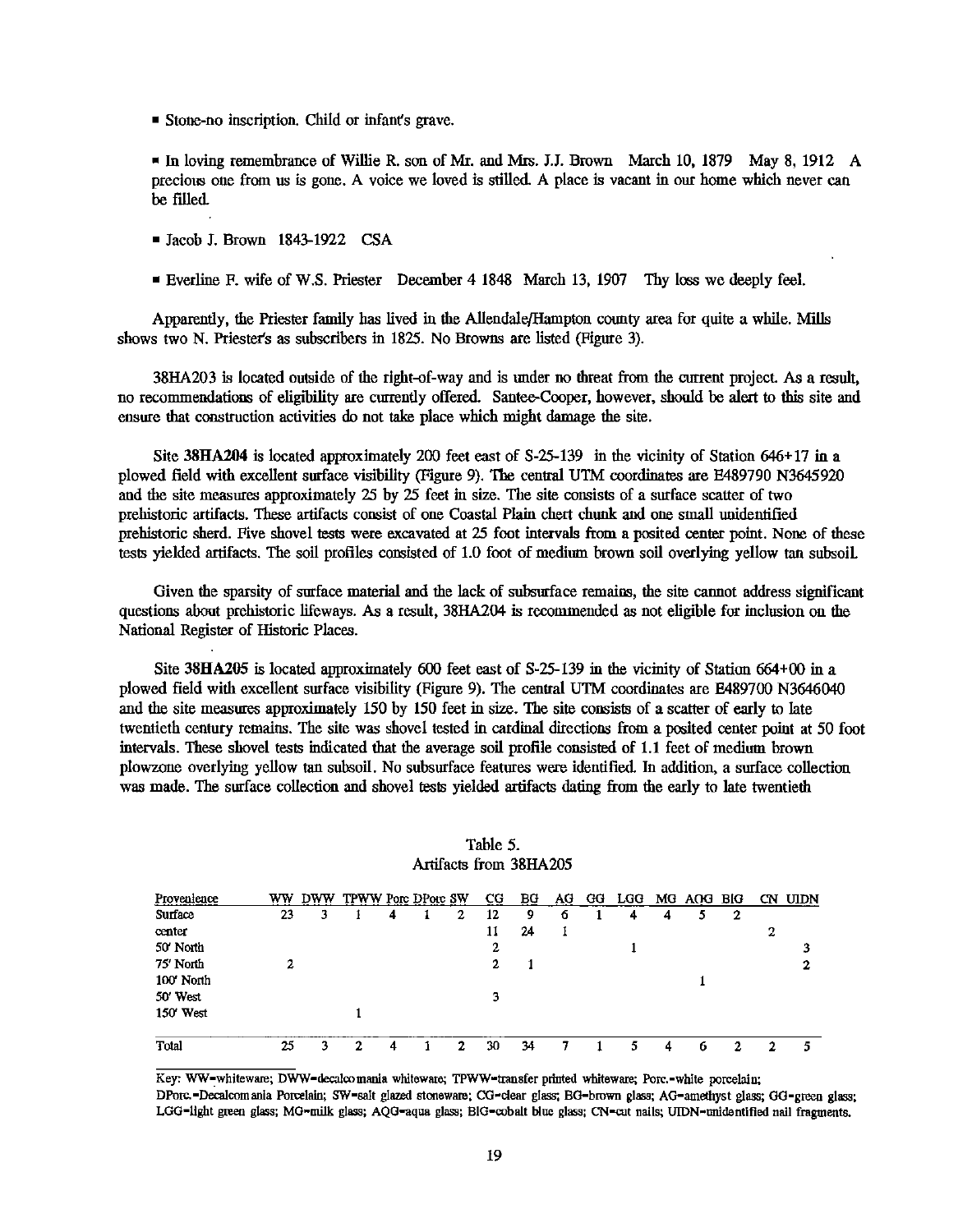- Stone-no inscription. Child or infant's grave.

- In loving remembrance of Willie R. son of Mr. and Mrs. J.J. Brown March 10, 1879 May 8, 1912 A precious one from us is gone. A voice we loved is stilled. A place is vacant in our home which never can be filled.

- Jacob J. Brown 1843-1922 CSA

- Everline F. wife of W.S. Priester December 4 1848 March 13, 1907 Thy loss we deeply feel.

Apparently, the Priester family has lived in the Allendale/Hampton county area for quite a while. Mills shows two N. Priester's as subscribers in 1825. No Browns are listed (Figure 3).

38HA203 is located outside of the right-of-way and is under no threat from the current project. As a result, no recommendations of eligibility are currently offered. Santee-Cooper, however, should be alert to this site and ensure that construction activities do not take place which might damage the site.

Site **38HA204** is located approximately 200 feet east of S-25-139 in the vicinity of Station 646+17 in a plowed field with excellent surface visibility (Figure 9). The central UTM coordinates are E489790 N3645920 and the site measures approximately 25 by 25 feet in size. The site consists of a surface scatter of two prehistoric artifacts. These artifacts consist of one Coastal Plain chert chunk and one small unidentified prehistoric sherd. Five shovel tests were excavated at 25 foot intervals from a posited center point. None of these tests yielded artifacts. The soil profiles consisted of 1.0 foot of medium brown soil overlying yellow tan subsoil.

Given the sparsity of surface material and the lack of subsurface remains, the site cannot address significant questions about prehistoric lifeways. As a result, 38HA204 is recommended as not eligible for inclusion on the National Register of Historic Places.

Site **38HA205** is located approximately 600 feet east of S-25-139 in the vicinity of Station 664+00 in a plowed field with excellent surface visibility (Figure 9). The central UTM coordinates are E489700 N3646040 and the site measures approximately 150 by 150 feet in size. The site consists of a scatter of early to late twentieth century remains. The site was shovel tested in cardinal directions from a posited center point at 50 foot intervals. These shovel tests indicated that the average soil profile consisted of 1.1 feet of medium brown plowzone overlying yellow tan subsoil. No subsurface features were identified. In addition, a surface collection was made. The surface collection and shovel tests yielded artifacts dating from the early to late twentieth

Table 5.
Artifacts from 38HA205

| Provenience | WW | DWW | TPWW | Porc | DPorc | SW | CG | BG | AG | GG | LGG | MG | AQG | BlG | CN | UIDN |
|---|---|---|---|---|---|---|---|---|---|---|---|---|---|---|---|---|
| Surface | 23 | 3 | 1 | 4 | 1 | 2 | 12 | 9 | 6 | 1 | 4 | 4 | 5 | 2 | | |
| center | | | | | | | 11 | 24 | 1 | | | | | | 2 | |
| 50' North | | | | | | | 2 | | | | 1 | | | | | 3 |
| 75' North | 2 | | | | | | 2 | 1 | | | | | | | | 2 |
| 100' North | | | | | | | | | | | | | 1 | | | |
| 50' West | | | | | | | 3 | | | | | | | | | |
| 150' West | | | 1 | | | | | | | | | | | | | |
| Total | 25 | 3 | 2 | 4 | 1 | 2 | 30 | 34 | 7 | 1 | 5 | 4 | 6 | 2 | 2 | 5 |

Key: WW=whiteware; DWW=decalcomania whiteware; TPWW=transfer printed whiteware; Porc.=white porcelain; DPorc.=Decalcomania Porcelain; SW=salt glazed stoneware; CG=clear glass; BG=brown glass; AG=amethyst glass; GG=green glass; LGG=light green glass; MG=milk glass; AQG=aqua glass; BlG=cobalt blue glass; CN=cut nails; UIDN=unidentified nail fragments.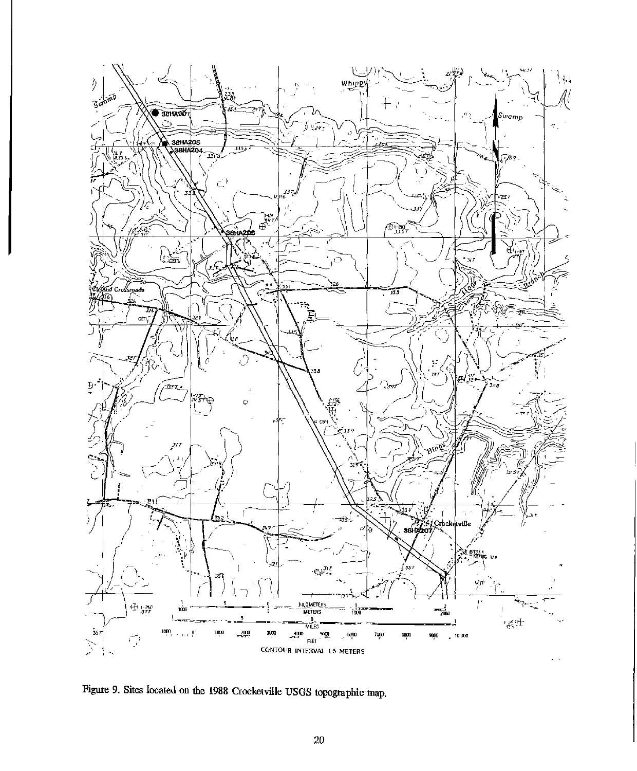Figure 9. Sites located on the 1988 Crocketville USGS topographic map.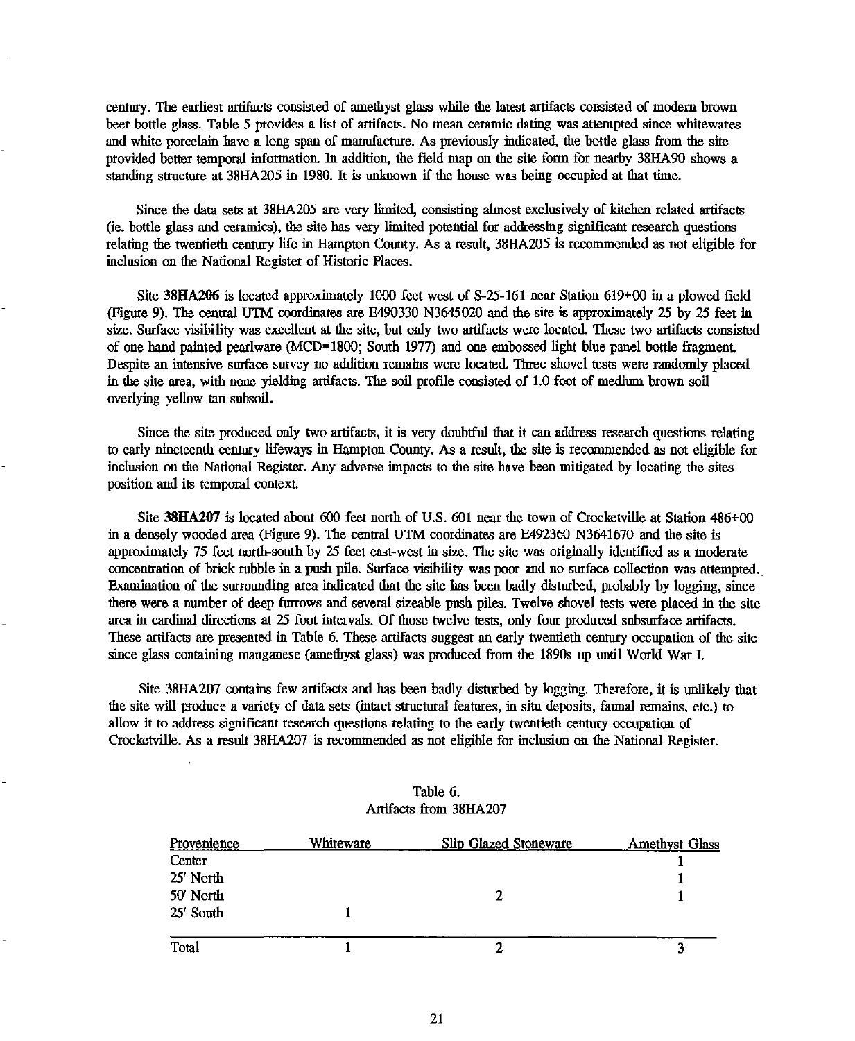century. The earliest artifacts consisted of amethyst glass while the latest artifacts consisted of modern brown beer bottle glass. Table 5 provides a list of artifacts. No mean ceramic dating was attempted since whitewares and white porcelain have a long span of manufacture. As previously indicated, the bottle glass from the site provided better temporal information. In addition, the field map on the site form for nearby 38HA90 shows a standing structure at 38HA205 in 1980. It is unknown if the house was being occupied at that time.

Since the data sets at 38HA205 are very limited, consisting almost exclusively of kitchen related artifacts (ie. bottle glass and ceramics), the site has very limited potential for addressing significant research questions relating the twentieth century life in Hampton County. As a result, 38HA205 is recommended as not eligible for inclusion on the National Register of Historic Places.

Site **38HA206** is located approximately 1000 feet west of S-25-161 near Station 619+00 in a plowed field (Figure 9). The central UTM coordinates are E490330 N3645020 and the site is approximately 25 by 25 feet in size. Surface visibility was excellent at the site, but only two artifacts were located. These two artifacts consisted of one hand painted pearlware (MCD=1800; South 1977) and one embossed light blue panel bottle fragment. Despite an intensive surface survey no addition remains were located. Three shovel tests were randomly placed in the site area, with none yielding artifacts. The soil profile consisted of 1.0 foot of medium brown soil overlying yellow tan subsoil.

Since the site produced only two artifacts, it is very doubtful that it can address research questions relating to early nineteenth century lifeways in Hampton County. As a result, the site is recommended as not eligible for inclusion on the National Register. Any adverse impacts to the site have been mitigated by locating the sites position and its temporal context.

Site **38HA207** is located about 600 feet north of U.S. 601 near the town of Crocketville at Station 486+00 in a densely wooded area (Figure 9). The central UTM coordinates are E492360 N3641670 and the site is approximately 75 feet north-south by 25 feet east-west in size. The site was originally identified as a moderate concentration of brick rubble in a push pile. Surface visibility was poor and no surface collection was attempted. Examination of the surrounding area indicated that the site has been badly disturbed, probably by logging, since there were a number of deep furrows and several sizeable push piles. Twelve shovel tests were placed in the site area in cardinal directions at 25 foot intervals. Of those twelve tests, only four produced subsurface artifacts. These artifacts are presented in Table 6. These artifacts suggest an early twentieth century occupation of the site since glass containing manganese (amethyst glass) was produced from the 1890s up until World War I.

Site 38HA207 contains few artifacts and has been badly disturbed by logging. Therefore, it is unlikely that the site will produce a variety of data sets (intact structural features, in situ deposits, faunal remains, etc.) to allow it to address significant research questions relating to the early twentieth century occupation of Crocketville. As a result 38HA207 is recommended as not eligible for inclusion on the National Register.

Table 6.
Artifacts from 38HA207

| Provenience | Whiteware | Slip Glazed Stoneware | Amethyst Glass |
|---|---|---|---|
| Center | | | 1 |
| 25' North | | | 1 |
| 50' North | | 2 | 1 |
| 25' South | 1 | | |
| Total | 1 | 2 | 3 |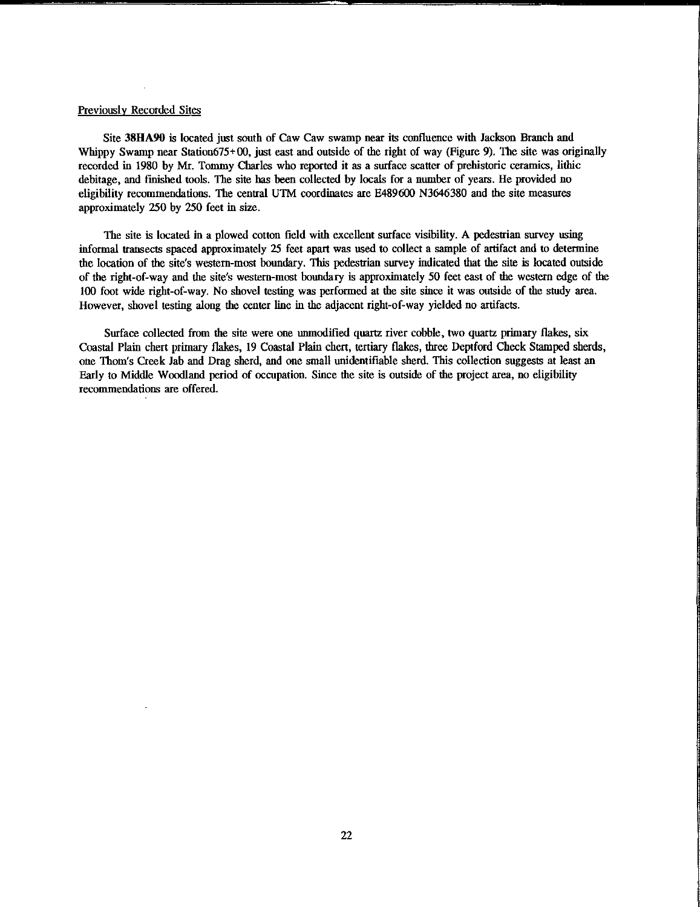Previously Recorded Sites

Site **38HA90** is located just south of Caw Caw swamp near its confluence with Jackson Branch and Whippy Swamp near Station675+00, just east and outside of the right of way (Figure 9). The site was originally recorded in 1980 by Mr. Tommy Charles who reported it as a surface scatter of prehistoric ceramics, lithic debitage, and finished tools. The site has been collected by locals for a number of years. He provided no eligibility recommendations. The central UTM coordinates are E489600 N3646380 and the site measures approximately 250 by 250 feet in size.

The site is located in a plowed cotton field with excellent surface visibility. A pedestrian survey using informal transects spaced approximately 25 feet apart was used to collect a sample of artifact and to determine the location of the site's western-most boundary. This pedestrian survey indicated that the site is located outside of the right-of-way and the site's western-most boundary is approximately 50 feet east of the western edge of the 100 foot wide right-of-way. No shovel testing was performed at the site since it was outside of the study area. However, shovel testing along the center line in the adjacent right-of-way yielded no artifacts.

Surface collected from the site were one unmodified quartz river cobble, two quartz primary flakes, six Coastal Plain chert primary flakes, 19 Coastal Plain chert, tertiary flakes, three Deptford Check Stamped sherds, one Thom's Creek Jab and Drag sherd, and one small unidentifiable sherd. This collection suggests at least an Early to Middle Woodland period of occupation. Since the site is outside of the project area, no eligibility recommendations are offered.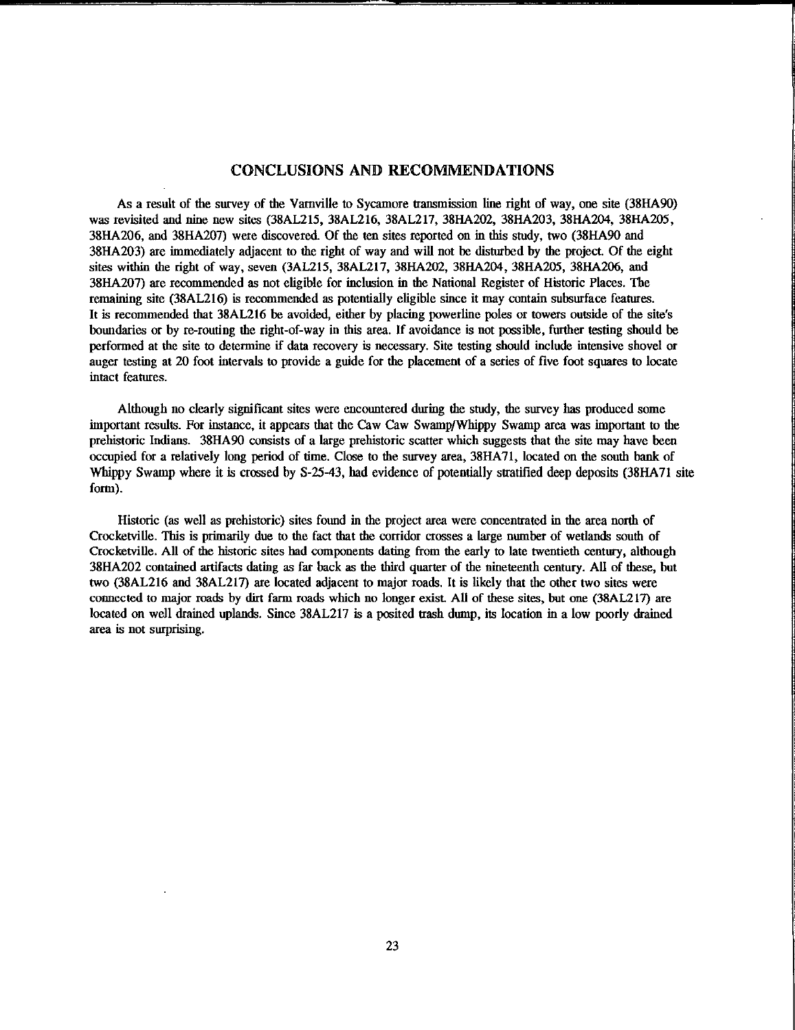## CONCLUSIONS AND RECOMMENDATIONS

As a result of the survey of the Varnville to Sycamore transmission line right of way, one site (38HA90) was revisited and nine new sites (38AL215, 38AL216, 38AL217, 38HA202, 38HA203, 38HA204, 38HA205, 38HA206, and 38HA207) were discovered. Of the ten sites reported on in this study, two (38HA90 and 38HA203) are immediately adjacent to the right of way and will not be disturbed by the project. Of the eight sites within the right of way, seven (3AL215, 38AL217, 38HA202, 38HA204, 38HA205, 38HA206, and 38HA207) are recommended as not eligible for inclusion in the National Register of Historic Places. The remaining site (38AL216) is recommended as potentially eligible since it may contain subsurface features. It is recommended that 38AL216 be avoided, either by placing powerline poles or towers outside of the site's boundaries or by re-routing the right-of-way in this area. If avoidance is not possible, further testing should be performed at the site to determine if data recovery is necessary. Site testing should include intensive shovel or auger testing at 20 foot intervals to provide a guide for the placement of a series of five foot squares to locate intact features.

Although no clearly significant sites were encountered during the study, the survey has produced some important results. For instance, it appears that the Caw Caw Swamp/Whippy Swamp area was important to the prehistoric Indians. 38HA90 consists of a large prehistoric scatter which suggests that the site may have been occupied for a relatively long period of time. Close to the survey area, 38HA71, located on the south bank of Whippy Swamp where it is crossed by S-25-43, had evidence of potentially stratified deep deposits (38HA71 site form).

Historic (as well as prehistoric) sites found in the project area were concentrated in the area north of Crocketville. This is primarily due to the fact that the corridor crosses a large number of wetlands south of Crocketville. All of the historic sites had components dating from the early to late twentieth century, although 38HA202 contained artifacts dating as far back as the third quarter of the nineteenth century. All of these, but two (38AL216 and 38AL217) are located adjacent to major roads. It is likely that the other two sites were connected to major roads by dirt farm roads which no longer exist. All of these sites, but one (38AL217) are located on well drained uplands. Since 38AL217 is a posited trash dump, its location in a low poorly drained area is not surprising.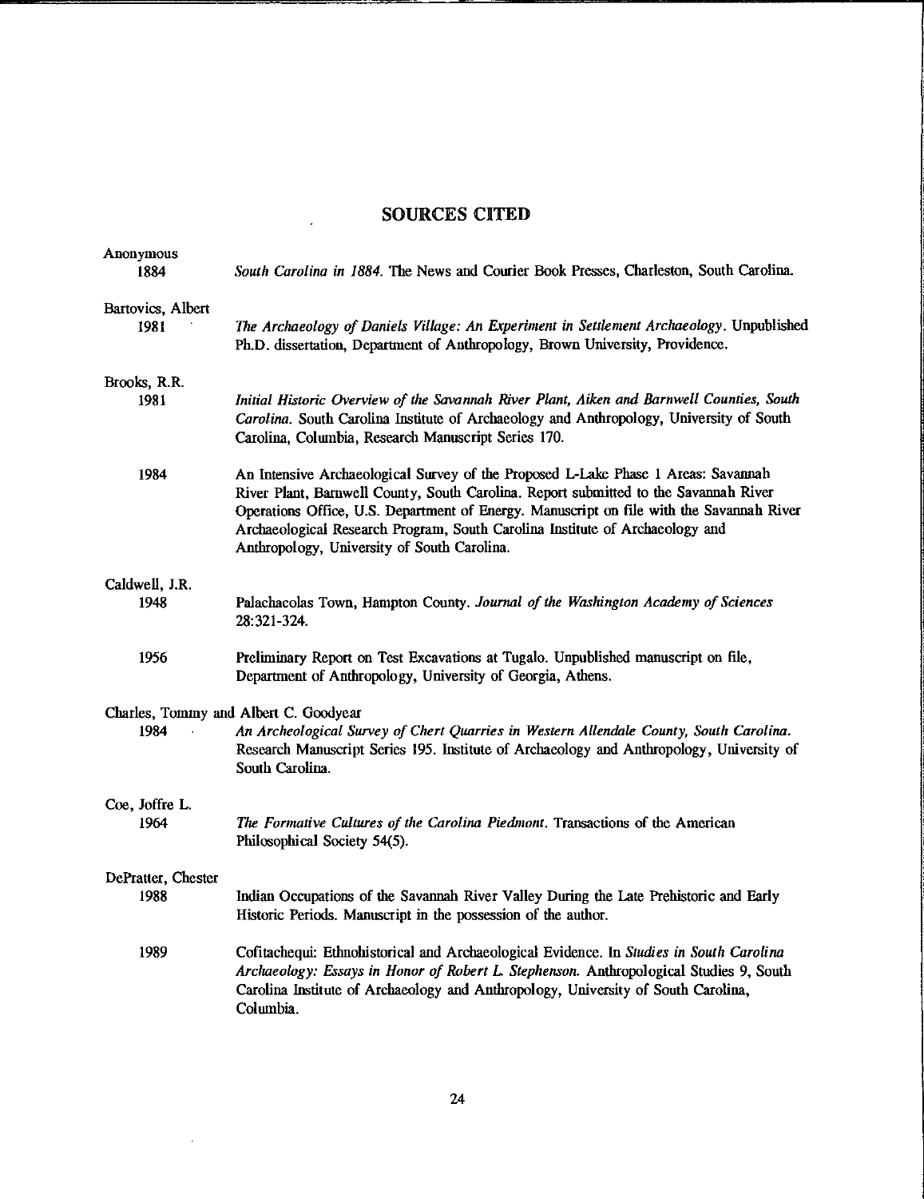# SOURCES CITED

Anonymous
1884 *South Carolina in 1884*. The News and Courier Book Presses, Charleston, South Carolina.

Bartovics, Albert
1981 *The Archaeology of Daniels Village: An Experiment in Settlement Archaeology*. Unpublished Ph.D. dissertation, Department of Anthropology, Brown University, Providence.

Brooks, R.R.
1981 *Initial Historic Overview of the Savannah River Plant, Aiken and Barnwell Counties, South Carolina*. South Carolina Institute of Archaeology and Anthropology, University of South Carolina, Columbia, Research Manuscript Series 170.

1984 An Intensive Archaeological Survey of the Proposed L-Lake Phase 1 Areas: Savannah River Plant, Barnwell County, South Carolina. Report submitted to the Savannah River Operations Office, U.S. Department of Energy. Manuscript on file with the Savannah River Archaeological Research Program, South Carolina Institute of Archaeology and Anthropology, University of South Carolina.

Caldwell, J.R.
1948 Palachacolas Town, Hampton County. *Journal of the Washington Academy of Sciences* 28:321-324.

1956 Preliminary Report on Test Excavations at Tugalo. Unpublished manuscript on file, Department of Anthropology, University of Georgia, Athens.

Charles, Tommy and Albert C. Goodyear
1984 *An Archeological Survey of Chert Quarries in Western Allendale County, South Carolina*. Research Manuscript Series 195. Institute of Archaeology and Anthropology, University of South Carolina.

Coe, Joffre L.
1964 *The Formative Cultures of the Carolina Piedmont*. Transactions of the American Philosophical Society 54(5).

DePratter, Chester
1988 Indian Occupations of the Savannah River Valley During the Late Prehistoric and Early Historic Periods. Manuscript in the possession of the author.

1989 Cofitachequi: Ethnohistorical and Archaeological Evidence. In *Studies in South Carolina Archaeology: Essays in Honor of Robert L. Stephenson*. Anthropological Studies 9, South Carolina Institute of Archaeology and Anthropology, University of South Carolina, Columbia.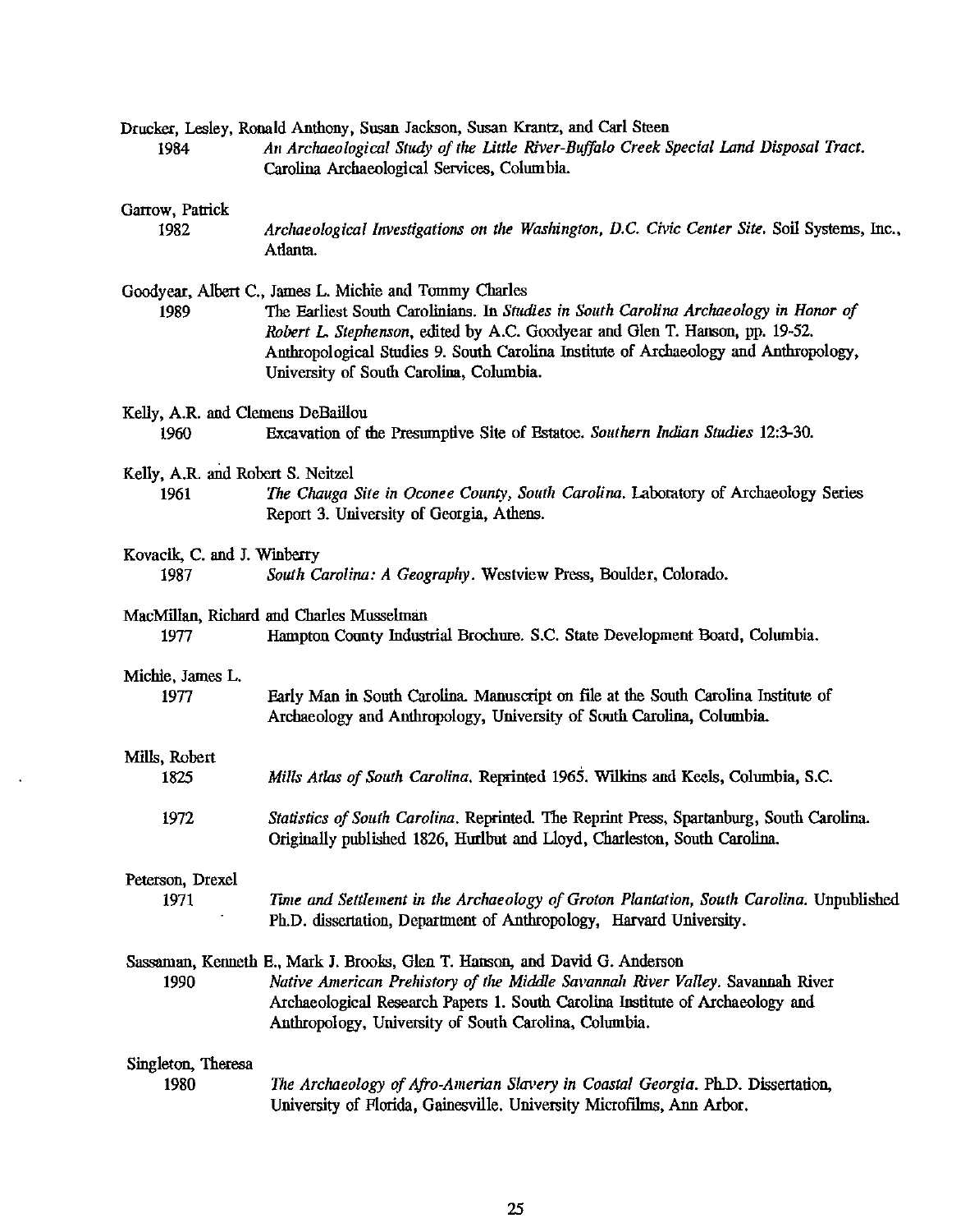Drucker, Lesley, Ronald Anthony, Susan Jackson, Susan Krantz, and Carl Steen

1984 *An Archaeological Study of the Little River-Buffalo Creek Special Land Disposal Tract.* Carolina Archaeological Services, Columbia.

Garrow, Patrick

1982 *Archaeological Investigations on the Washington, D.C. Civic Center Site.* Soil Systems, Inc., Atlanta.

Goodyear, Albert C., James L. Michie and Tommy Charles

1989 The Earliest South Carolinians. In *Studies in South Carolina Archaeology in Honor of Robert L. Stephenson*, edited by A.C. Goodyear and Glen T. Hanson, pp. 19-52. Anthropological Studies 9. South Carolina Institute of Archaeology and Anthropology, University of South Carolina, Columbia.

Kelly, A.R. and Clemens DeBaillou

1960 Excavation of the Presumptive Site of Estatoe. *Southern Indian Studies* 12:3-30.

Kelly, A.R. and Robert S. Neitzel

1961 *The Chauga Site in Oconee County, South Carolina.* Laboratory of Archaeology Series Report 3. University of Georgia, Athens.

Kovacik, C. and J. Winberry

1987 *South Carolina: A Geography.* Westview Press, Boulder, Colorado.

MacMillan, Richard and Charles Musselman

1977 Hampton County Industrial Brochure. S.C. State Development Board, Columbia.

Michie, James L.

1977 Early Man in South Carolina. Manuscript on file at the South Carolina Institute of Archaeology and Anthropology, University of South Carolina, Columbia.

Mills, Robert

1825 *Mills Atlas of South Carolina.* Reprinted 1965. Wilkins and Keels, Columbia, S.C.

1972 *Statistics of South Carolina.* Reprinted. The Reprint Press, Spartanburg, South Carolina. Originally published 1826, Hurlbut and Lloyd, Charleston, South Carolina.

Peterson, Drexel

1971 *Time and Settlement in the Archaeology of Groton Plantation, South Carolina.* Unpublished Ph.D. dissertation, Department of Anthropology, Harvard University.

Sassaman, Kenneth E., Mark J. Brooks, Glen T. Hanson, and David G. Anderson

1990 *Native American Prehistory of the Middle Savannah River Valley.* Savannah River Archaeological Research Papers 1. South Carolina Institute of Archaeology and Anthropology, University of South Carolina, Columbia.

Singleton, Theresa

1980 *The Archaeology of Afro-Amerian Slavery in Coastal Georgia.* Ph.D. Dissertation, University of Florida, Gainesville. University Microfilms, Ann Arbor.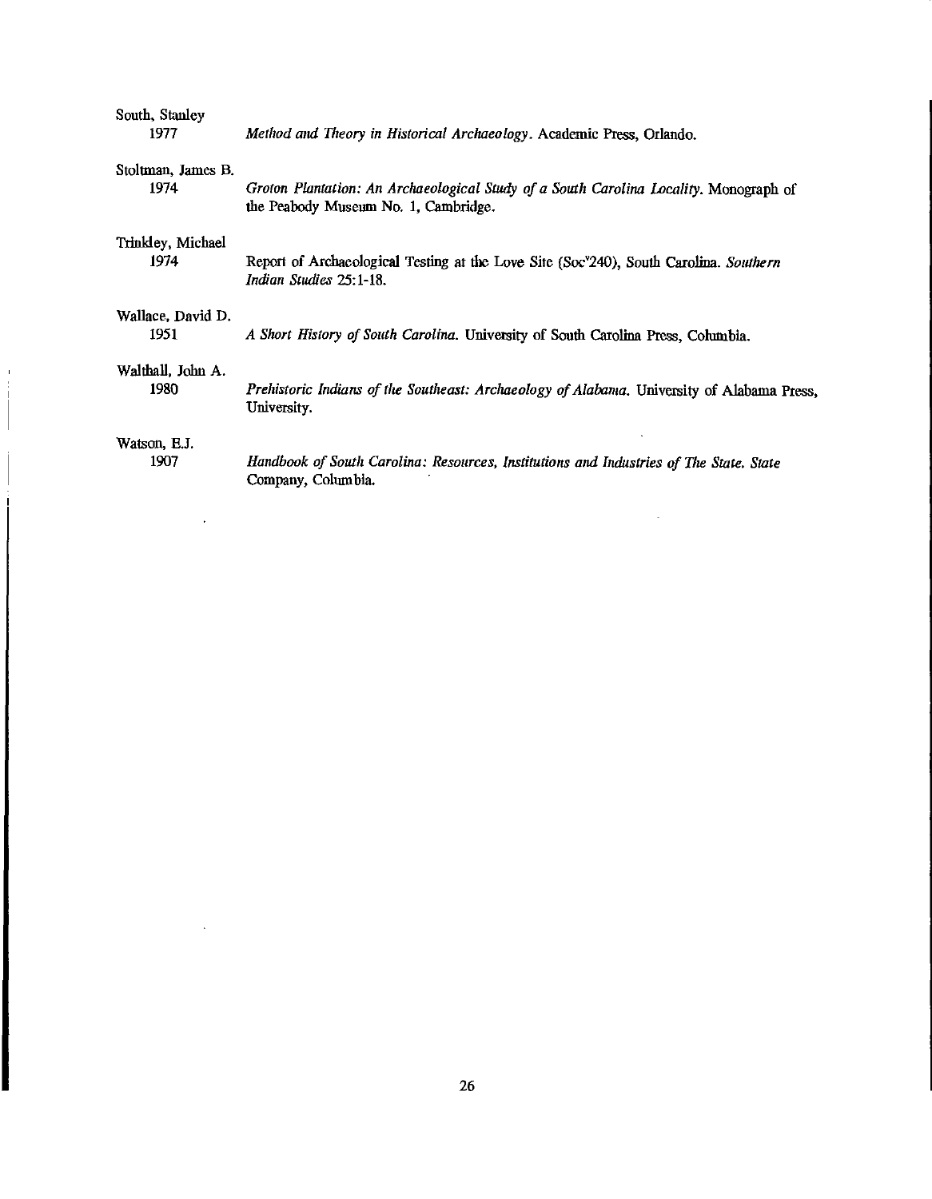South, Stanley
1977 *Method and Theory in Historical Archaeology*. Academic Press, Orlando.

Stoltman, James B.
1974 *Groton Plantation: An Archaeological Study of a South Carolina Locality*. Monograph of the Peabody Museum No. 1, Cambridge.

Trinkley, Michael
1974 Report of Archaeological Testing at the Love Site (Soc$^{v}$240), South Carolina. *Southern Indian Studies* 25:1-18.

Wallace, David D.
1951 *A Short History of South Carolina*. University of South Carolina Press, Columbia.

Walthall, John A.
1980 *Prehistoric Indians of the Southeast: Archaeology of Alabama*. University of Alabama Press, University.

Watson, E.J.
1907 *Handbook of South Carolina: Resources, Institutions and Industries of The State*. State Company, Columbia.